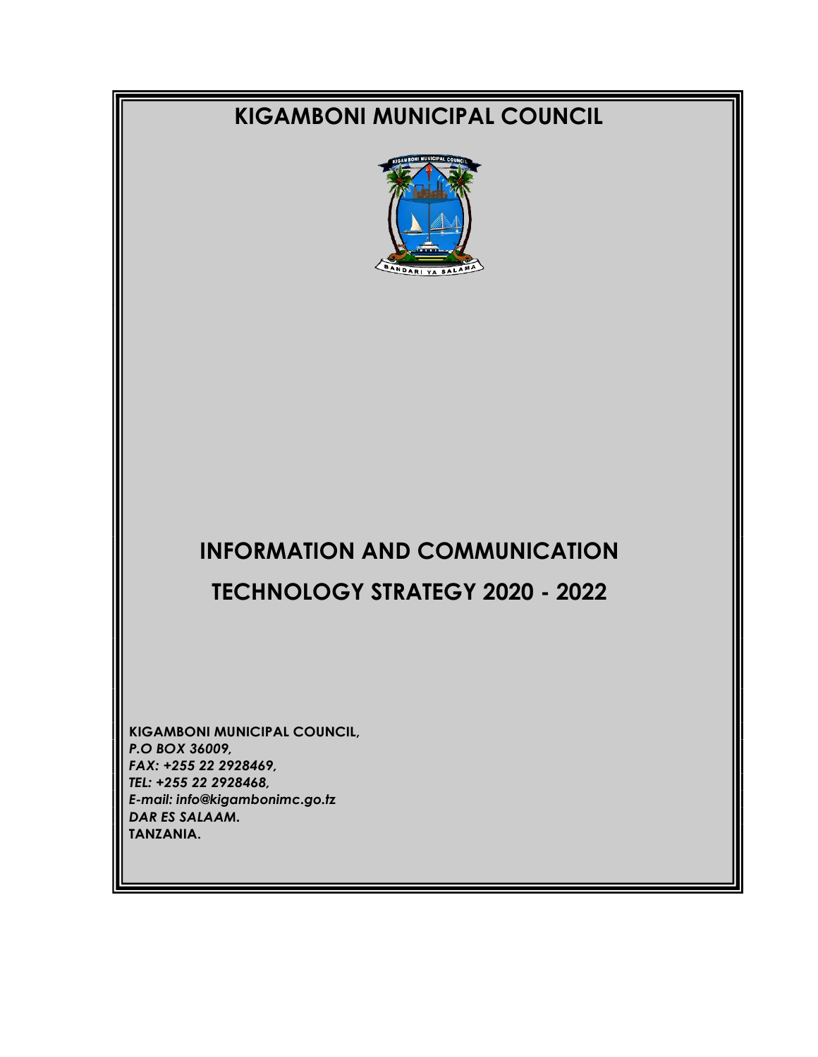# KIGAMBONI MUNICIPAL COUNCIL

# INFORMATION AND COMMUNICATION TECHNOLOGY STRATEGY 2020 - 2022

**KIGAMBONI MUNICIPAL COUNCIL,**
***P.O BOX 36009,***
***FAX: +255 22 2928469,***
***TEL: +255 22 2928468,***
***E-mail: info@kigambonimc.go.tz***
***DAR ES SALAAM.***
**TANZANIA.**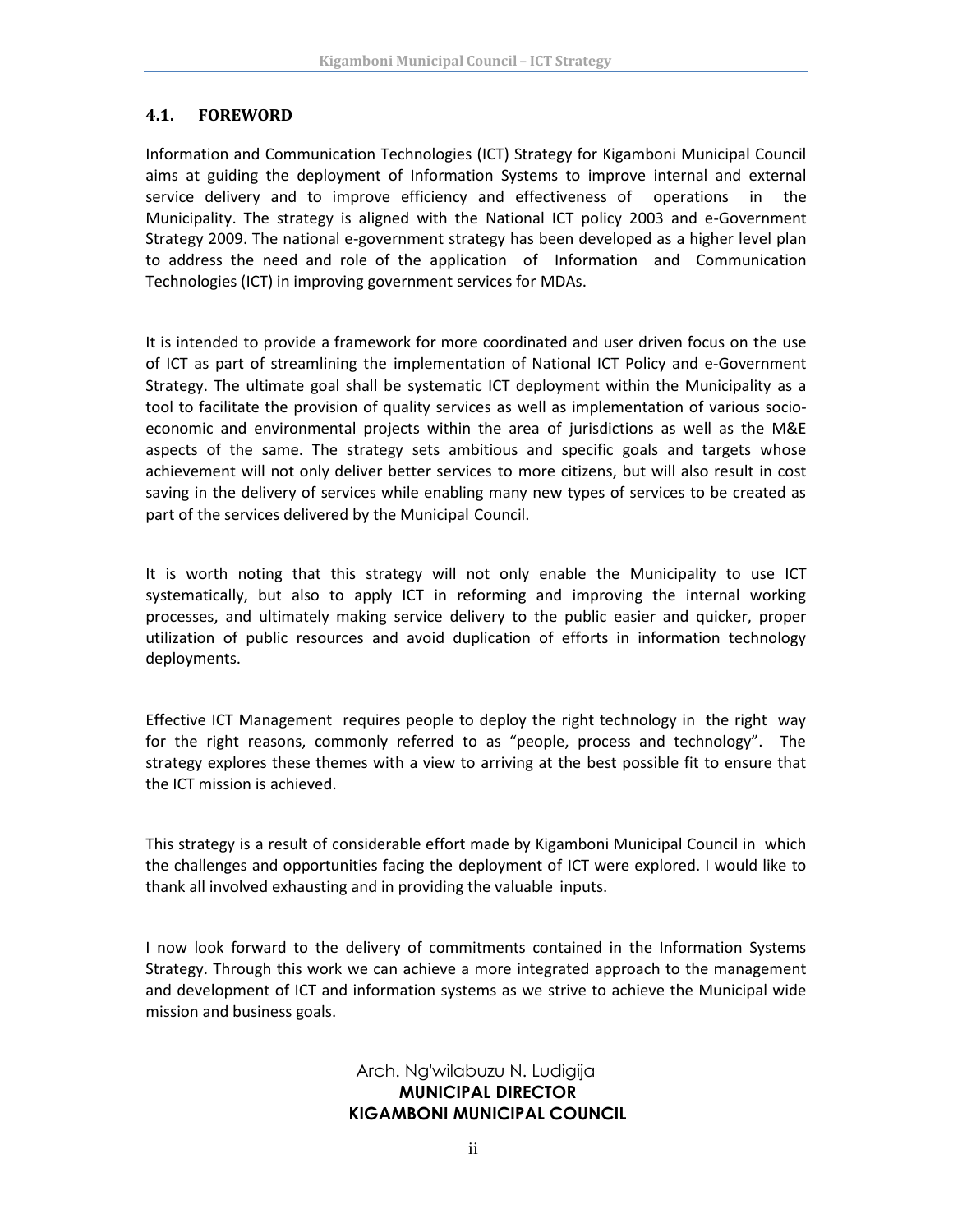## 4.1. FOREWORD

Information and Communication Technologies (ICT) Strategy for Kigamboni Municipal Council aims at guiding the deployment of Information Systems to improve internal and external service delivery and to improve efficiency and effectiveness of operations in the Municipality. The strategy is aligned with the National ICT policy 2003 and e-Government Strategy 2009. The national e-government strategy has been developed as a higher level plan to address the need and role of the application of Information and Communication Technologies (ICT) in improving government services for MDAs.

It is intended to provide a framework for more coordinated and user driven focus on the use of ICT as part of streamlining the implementation of National ICT Policy and e-Government Strategy. The ultimate goal shall be systematic ICT deployment within the Municipality as a tool to facilitate the provision of quality services as well as implementation of various socio-economic and environmental projects within the area of jurisdictions as well as the M&E aspects of the same. The strategy sets ambitious and specific goals and targets whose achievement will not only deliver better services to more citizens, but will also result in cost saving in the delivery of services while enabling many new types of services to be created as part of the services delivered by the Municipal Council.

It is worth noting that this strategy will not only enable the Municipality to use ICT systematically, but also to apply ICT in reforming and improving the internal working processes, and ultimately making service delivery to the public easier and quicker, proper utilization of public resources and avoid duplication of efforts in information technology deployments.

Effective ICT Management requires people to deploy the right technology in the right way for the right reasons, commonly referred to as "people, process and technology". The strategy explores these themes with a view to arriving at the best possible fit to ensure that the ICT mission is achieved.

This strategy is a result of considerable effort made by Kigamboni Municipal Council in which the challenges and opportunities facing the deployment of ICT were explored. I would like to thank all involved exhausting and in providing the valuable inputs.

I now look forward to the delivery of commitments contained in the Information Systems Strategy. Through this work we can achieve a more integrated approach to the management and development of ICT and information systems as we strive to achieve the Municipal wide mission and business goals.

Arch. Ng'wilabuzu N. Ludigija
**MUNICIPAL DIRECTOR**
**KIGAMBONI MUNICIPAL COUNCIL**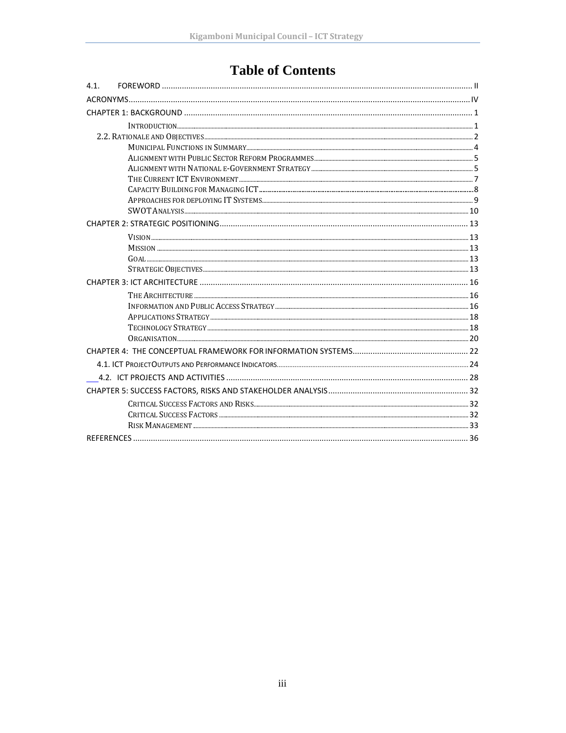# Table of Contents

4.1. FOREWORD ..... II

ACRONYMS ..... IV

CHAPTER 1: BACKGROUND ..... 1

- INTRODUCTION ..... 1
- 2.2. RATIONALE AND OBJECTIVES ..... 2
- MUNICIPAL FUNCTIONS IN SUMMARY ..... 4
- ALIGNMENT WITH PUBLIC SECTOR REFORM PROGRAMMES ..... 5
- ALIGNMENT WITH NATIONAL E-GOVERNMENT STRATEGY ..... 5
- THE CURRENT ICT ENVIRONMENT ..... 7
- CAPACITY BUILDING FOR MANAGING ICT ..... 8
- APPROACHES FOR DEPLOYING IT SYSTEMS ..... 9
- SWOT ANALYSIS ..... 10

CHAPTER 2: STRATEGIC POSITIONING ..... 13

- VISION ..... 13
- MISSION ..... 13
- GOAL ..... 13
- STRATEGIC OBJECTIVES ..... 13

CHAPTER 3: ICT ARCHITECTURE ..... 16

- THE ARCHITECTURE ..... 16
- INFORMATION AND PUBLIC ACCESS STRATEGY ..... 16
- APPLICATIONS STRATEGY ..... 18
- TECHNOLOGY STRATEGY ..... 18
- ORGANISATION ..... 20

CHAPTER 4: THE CONCEPTUAL FRAMEWORK FOR INFORMATION SYSTEMS ..... 22

- 4.1. ICT PROJECT OUTPUTS AND PERFORMANCE INDICATORS ..... 24
- 4.2. ICT PROJECTS AND ACTIVITIES ..... 28

CHAPTER 5: SUCCESS FACTORS, RISKS AND STAKEHOLDER ANALYSIS ..... 32

- CRITICAL SUCCESS FACTORS AND RISKS ..... 32
- CRITICAL SUCCESS FACTORS ..... 32
- RISK MANAGEMENT ..... 33

REFERENCES ..... 36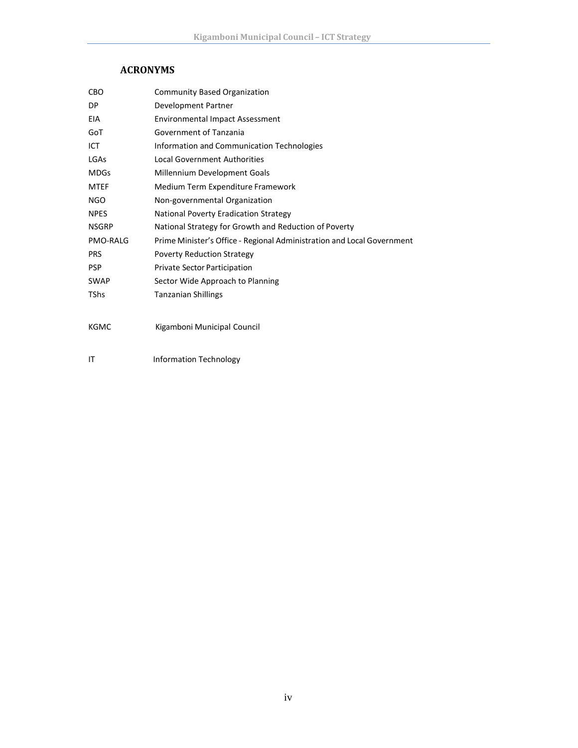## ACRONYMS

| | |
|---|---|
| CBO | Community Based Organization |
| DP | Development Partner |
| EIA | Environmental Impact Assessment |
| GoT | Government of Tanzania |
| ICT | Information and Communication Technologies |
| LGAs | Local Government Authorities |
| MDGs | Millennium Development Goals |
| MTEF | Medium Term Expenditure Framework |
| NGO | Non-governmental Organization |
| NPES | National Poverty Eradication Strategy |
| NSGRP | National Strategy for Growth and Reduction of Poverty |
| PMO-RALG | Prime Minister's Office - Regional Administration and Local Government |
| PRS | Poverty Reduction Strategy |
| PSP | Private Sector Participation |
| SWAP | Sector Wide Approach to Planning |
| TShs | Tanzanian Shillings |
| KGMC | Kigamboni Municipal Council |
| IT | Information Technology |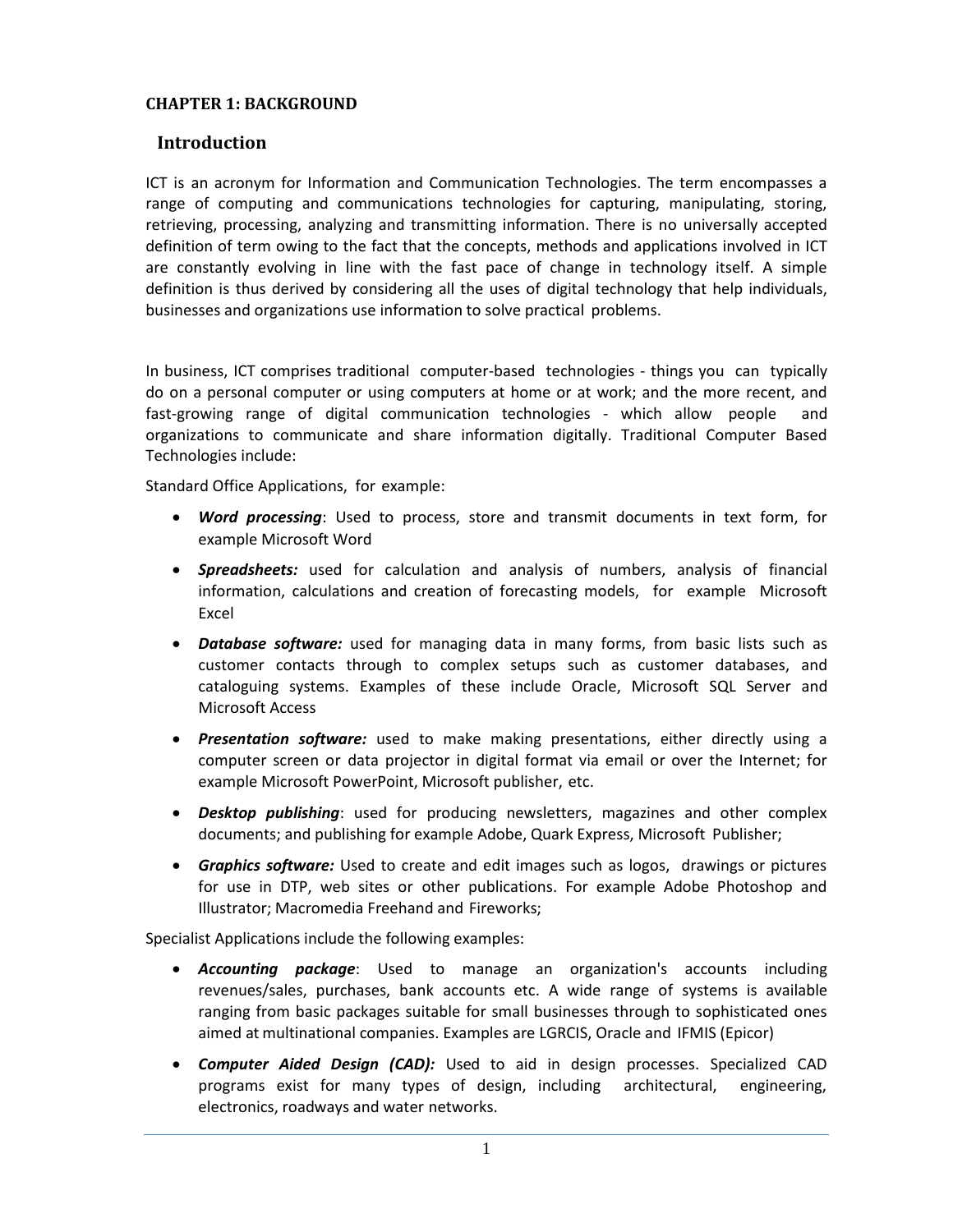**CHAPTER 1: BACKGROUND**

## Introduction

ICT is an acronym for Information and Communication Technologies. The term encompasses a range of computing and communications technologies for capturing, manipulating, storing, retrieving, processing, analyzing and transmitting information. There is no universally accepted definition of term owing to the fact that the concepts, methods and applications involved in ICT are constantly evolving in line with the fast pace of change in technology itself. A simple definition is thus derived by considering all the uses of digital technology that help individuals, businesses and organizations use information to solve practical problems.

In business, ICT comprises traditional computer-based technologies - things you can typically do on a personal computer or using computers at home or at work; and the more recent, and fast-growing range of digital communication technologies - which allow people and organizations to communicate and share information digitally. Traditional Computer Based Technologies include:

Standard Office Applications, for example:

- ***Word processing***: Used to process, store and transmit documents in text form, for example Microsoft Word
- ***Spreadsheets:*** used for calculation and analysis of numbers, analysis of financial information, calculations and creation of forecasting models, for example Microsoft Excel
- ***Database software:*** used for managing data in many forms, from basic lists such as customer contacts through to complex setups such as customer databases, and cataloguing systems. Examples of these include Oracle, Microsoft SQL Server and Microsoft Access
- ***Presentation software:*** used to make making presentations, either directly using a computer screen or data projector in digital format via email or over the Internet; for example Microsoft PowerPoint, Microsoft publisher, etc.
- ***Desktop publishing***: used for producing newsletters, magazines and other complex documents; and publishing for example Adobe, Quark Express, Microsoft Publisher;
- ***Graphics software:*** Used to create and edit images such as logos, drawings or pictures for use in DTP, web sites or other publications. For example Adobe Photoshop and Illustrator; Macromedia Freehand and Fireworks;

Specialist Applications include the following examples:

- ***Accounting package***: Used to manage an organization's accounts including revenues/sales, purchases, bank accounts etc. A wide range of systems is available ranging from basic packages suitable for small businesses through to sophisticated ones aimed at multinational companies. Examples are LGRCIS, Oracle and IFMIS (Epicor)
- ***Computer Aided Design (CAD):*** Used to aid in design processes. Specialized CAD programs exist for many types of design, including architectural, engineering, electronics, roadways and water networks.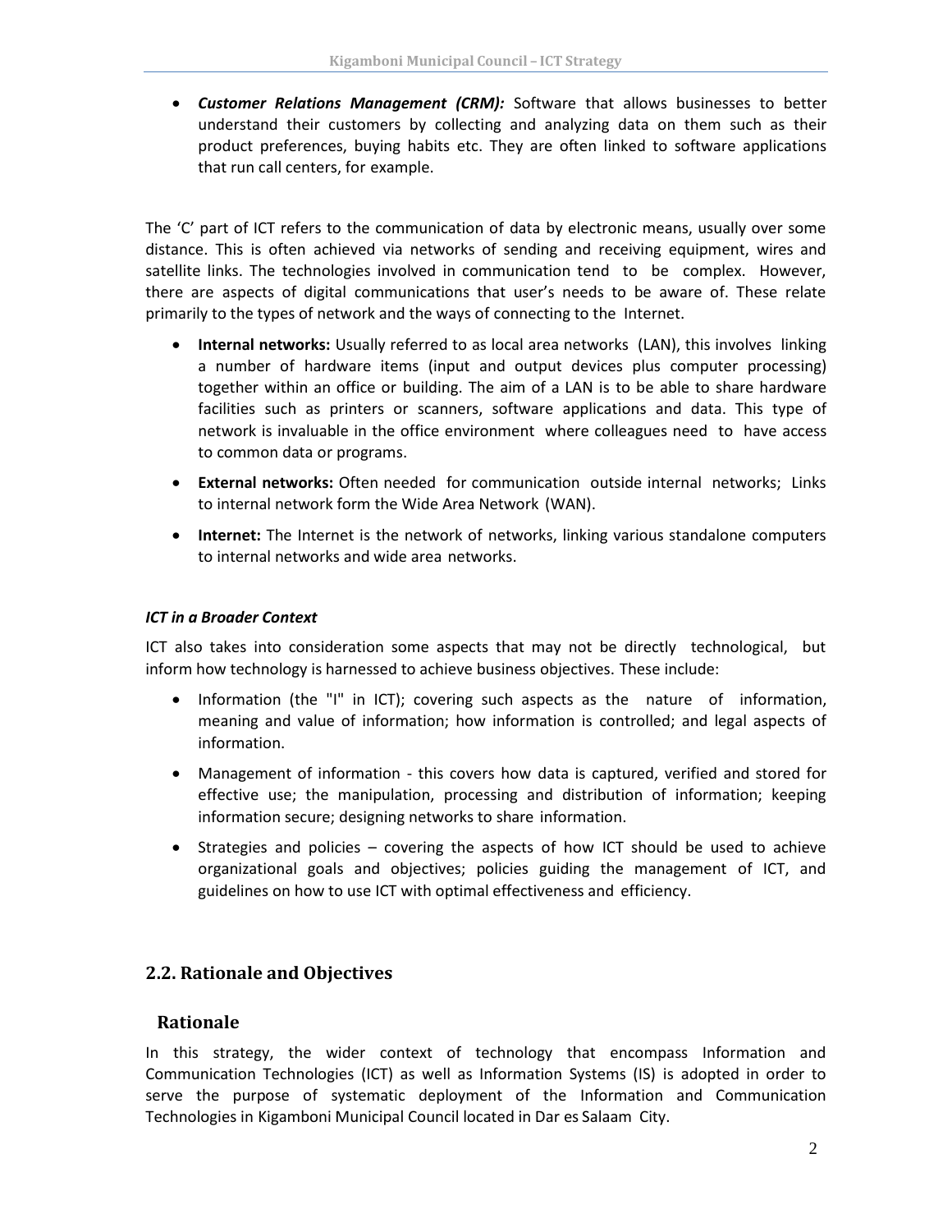- ***Customer Relations Management (CRM):*** Software that allows businesses to better understand their customers by collecting and analyzing data on them such as their product preferences, buying habits etc. They are often linked to software applications that run call centers, for example.

The 'C' part of ICT refers to the communication of data by electronic means, usually over some distance. This is often achieved via networks of sending and receiving equipment, wires and satellite links. The technologies involved in communication tend to be complex. However, there are aspects of digital communications that user's needs to be aware of. These relate primarily to the types of network and the ways of connecting to the Internet.

- **Internal networks:** Usually referred to as local area networks (LAN), this involves linking a number of hardware items (input and output devices plus computer processing) together within an office or building. The aim of a LAN is to be able to share hardware facilities such as printers or scanners, software applications and data. This type of network is invaluable in the office environment where colleagues need to have access to common data or programs.
- **External networks:** Often needed for communication outside internal networks; Links to internal network form the Wide Area Network (WAN).
- **Internet:** The Internet is the network of networks, linking various standalone computers to internal networks and wide area networks.

***ICT in a Broader Context***

ICT also takes into consideration some aspects that may not be directly technological, but inform how technology is harnessed to achieve business objectives. These include:

- Information (the "I" in ICT); covering such aspects as the nature of information, meaning and value of information; how information is controlled; and legal aspects of information.
- Management of information - this covers how data is captured, verified and stored for effective use; the manipulation, processing and distribution of information; keeping information secure; designing networks to share information.
- Strategies and policies – covering the aspects of how ICT should be used to achieve organizational goals and objectives; policies guiding the management of ICT, and guidelines on how to use ICT with optimal effectiveness and efficiency.

## 2.2. Rationale and Objectives

### Rationale

In this strategy, the wider context of technology that encompass Information and Communication Technologies (ICT) as well as Information Systems (IS) is adopted in order to serve the purpose of systematic deployment of the Information and Communication Technologies in Kigamboni Municipal Council located in Dar es Salaam City.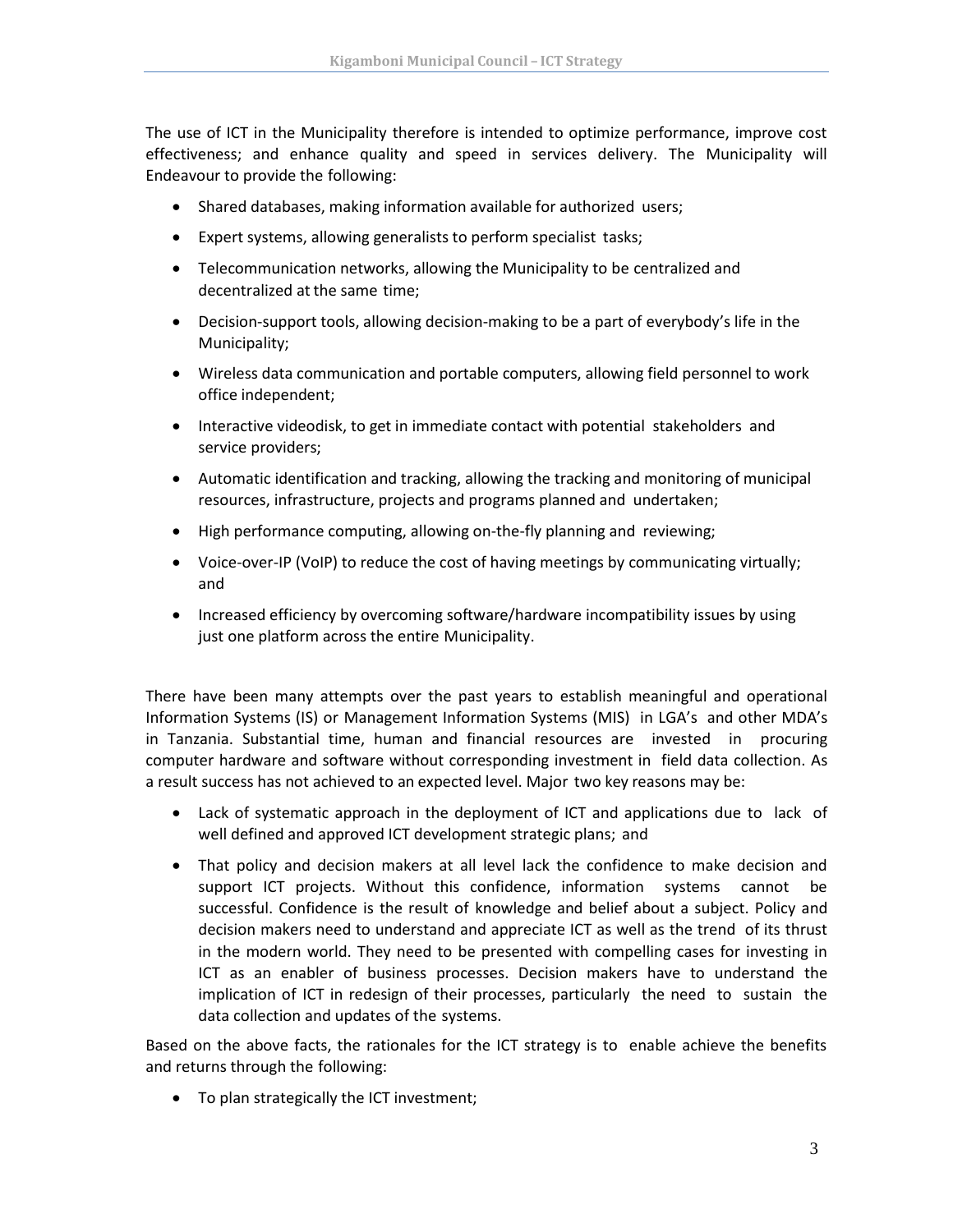The use of ICT in the Municipality therefore is intended to optimize performance, improve cost effectiveness; and enhance quality and speed in services delivery. The Municipality will Endeavour to provide the following:

- Shared databases, making information available for authorized users;
- Expert systems, allowing generalists to perform specialist tasks;
- Telecommunication networks, allowing the Municipality to be centralized and decentralized at the same time;
- Decision-support tools, allowing decision-making to be a part of everybody's life in the Municipality;
- Wireless data communication and portable computers, allowing field personnel to work office independent;
- Interactive videodisk, to get in immediate contact with potential stakeholders and service providers;
- Automatic identification and tracking, allowing the tracking and monitoring of municipal resources, infrastructure, projects and programs planned and undertaken;
- High performance computing, allowing on-the-fly planning and reviewing;
- Voice-over-IP (VoIP) to reduce the cost of having meetings by communicating virtually; and
- Increased efficiency by overcoming software/hardware incompatibility issues by using just one platform across the entire Municipality.

There have been many attempts over the past years to establish meaningful and operational Information Systems (IS) or Management Information Systems (MIS) in LGA's and other MDA's in Tanzania. Substantial time, human and financial resources are invested in procuring computer hardware and software without corresponding investment in field data collection. As a result success has not achieved to an expected level. Major two key reasons may be:

- Lack of systematic approach in the deployment of ICT and applications due to lack of well defined and approved ICT development strategic plans; and
- That policy and decision makers at all level lack the confidence to make decision and support ICT projects. Without this confidence, information systems cannot be successful. Confidence is the result of knowledge and belief about a subject. Policy and decision makers need to understand and appreciate ICT as well as the trend of its thrust in the modern world. They need to be presented with compelling cases for investing in ICT as an enabler of business processes. Decision makers have to understand the implication of ICT in redesign of their processes, particularly the need to sustain the data collection and updates of the systems.

Based on the above facts, the rationales for the ICT strategy is to enable achieve the benefits and returns through the following:

- To plan strategically the ICT investment;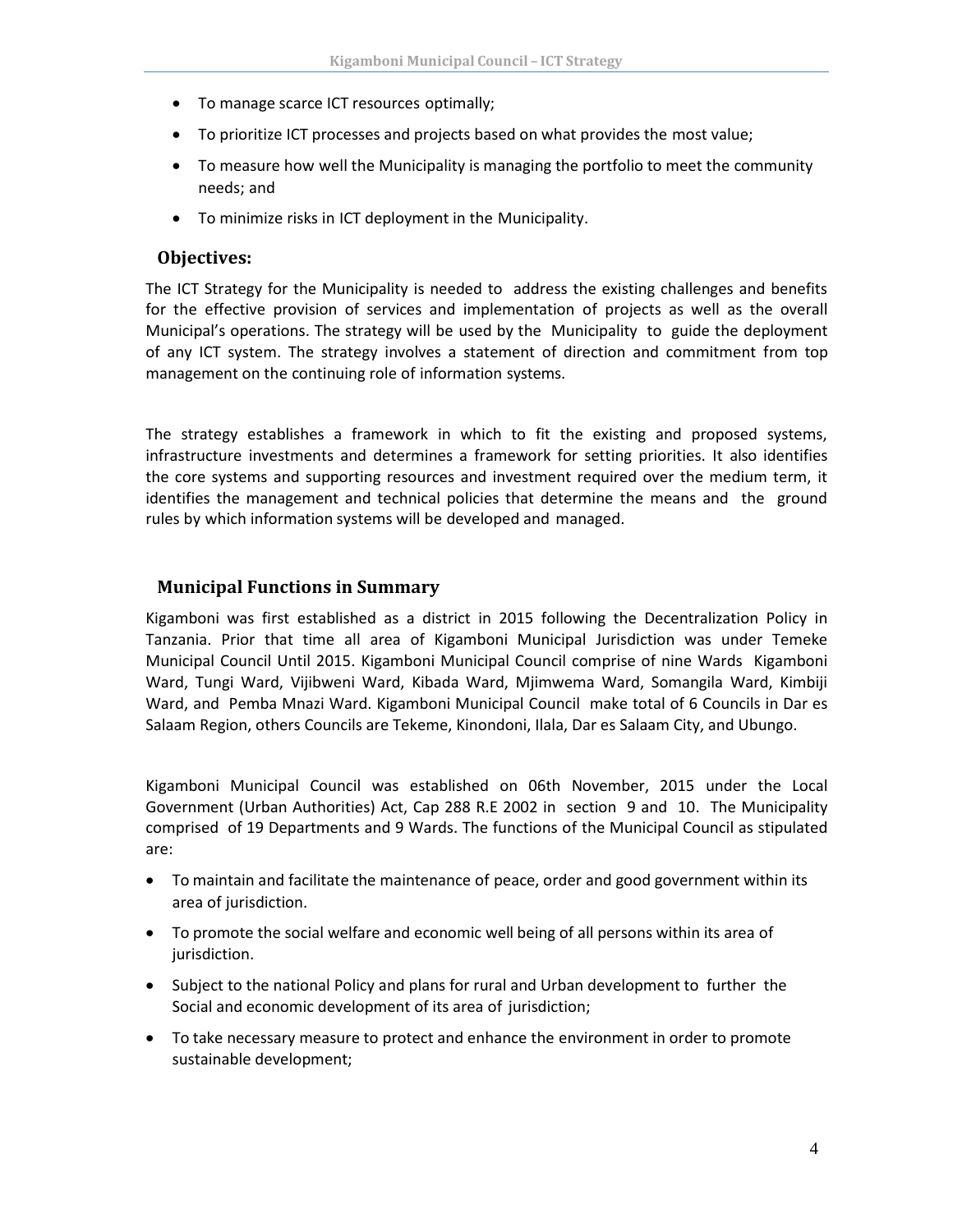- To manage scarce ICT resources optimally;
- To prioritize ICT processes and projects based on what provides the most value;
- To measure how well the Municipality is managing the portfolio to meet the community needs; and
- To minimize risks in ICT deployment in the Municipality.

## Objectives:

The ICT Strategy for the Municipality is needed to address the existing challenges and benefits for the effective provision of services and implementation of projects as well as the overall Municipal's operations. The strategy will be used by the Municipality to guide the deployment of any ICT system. The strategy involves a statement of direction and commitment from top management on the continuing role of information systems.

The strategy establishes a framework in which to fit the existing and proposed systems, infrastructure investments and determines a framework for setting priorities. It also identifies the core systems and supporting resources and investment required over the medium term, it identifies the management and technical policies that determine the means and the ground rules by which information systems will be developed and managed.

## Municipal Functions in Summary

Kigamboni was first established as a district in 2015 following the Decentralization Policy in Tanzania. Prior that time all area of Kigamboni Municipal Jurisdiction was under Temeke Municipal Council Until 2015. Kigamboni Municipal Council comprise of nine Wards Kigamboni Ward, Tungi Ward, Vijibweni Ward, Kibada Ward, Mjimwema Ward, Somangila Ward, Kimbiji Ward, and Pemba Mnazi Ward. Kigamboni Municipal Council make total of 6 Councils in Dar es Salaam Region, others Councils are Tekeme, Kinondoni, Ilala, Dar es Salaam City, and Ubungo.

Kigamboni Municipal Council was established on 06th November, 2015 under the Local Government (Urban Authorities) Act, Cap 288 R.E 2002 in section 9 and 10. The Municipality comprised of 19 Departments and 9 Wards. The functions of the Municipal Council as stipulated are:

- To maintain and facilitate the maintenance of peace, order and good government within its area of jurisdiction.
- To promote the social welfare and economic well being of all persons within its area of jurisdiction.
- Subject to the national Policy and plans for rural and Urban development to further the Social and economic development of its area of jurisdiction;
- To take necessary measure to protect and enhance the environment in order to promote sustainable development;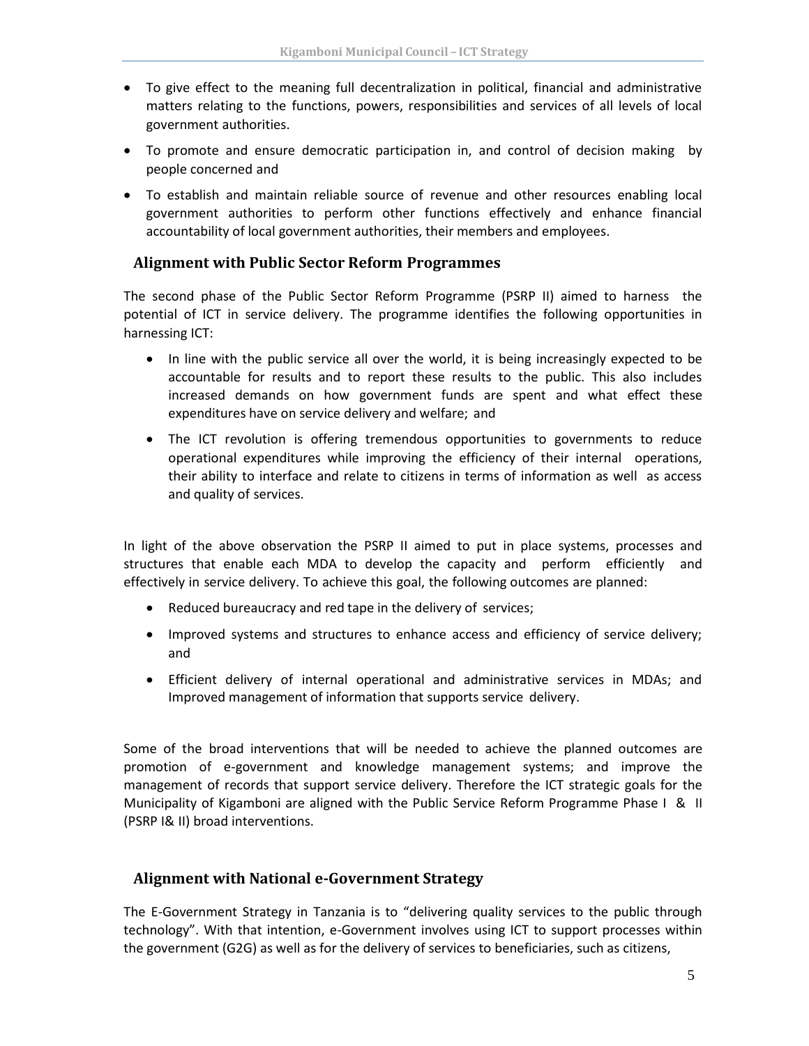- To give effect to the meaning full decentralization in political, financial and administrative matters relating to the functions, powers, responsibilities and services of all levels of local government authorities.
- To promote and ensure democratic participation in, and control of decision making by people concerned and
- To establish and maintain reliable source of revenue and other resources enabling local government authorities to perform other functions effectively and enhance financial accountability of local government authorities, their members and employees.

## Alignment with Public Sector Reform Programmes

The second phase of the Public Sector Reform Programme (PSRP II) aimed to harness the potential of ICT in service delivery. The programme identifies the following opportunities in harnessing ICT:

- In line with the public service all over the world, it is being increasingly expected to be accountable for results and to report these results to the public. This also includes increased demands on how government funds are spent and what effect these expenditures have on service delivery and welfare; and
- The ICT revolution is offering tremendous opportunities to governments to reduce operational expenditures while improving the efficiency of their internal operations, their ability to interface and relate to citizens in terms of information as well as access and quality of services.

In light of the above observation the PSRP II aimed to put in place systems, processes and structures that enable each MDA to develop the capacity and perform efficiently and effectively in service delivery. To achieve this goal, the following outcomes are planned:

- Reduced bureaucracy and red tape in the delivery of services;
- Improved systems and structures to enhance access and efficiency of service delivery; and
- Efficient delivery of internal operational and administrative services in MDAs; and Improved management of information that supports service delivery.

Some of the broad interventions that will be needed to achieve the planned outcomes are promotion of e-government and knowledge management systems; and improve the management of records that support service delivery. Therefore the ICT strategic goals for the Municipality of Kigamboni are aligned with the Public Service Reform Programme Phase I & II (PSRP I& II) broad interventions.

## Alignment with National e-Government Strategy

The E-Government Strategy in Tanzania is to "delivering quality services to the public through technology". With that intention, e-Government involves using ICT to support processes within the government (G2G) as well as for the delivery of services to beneficiaries, such as citizens,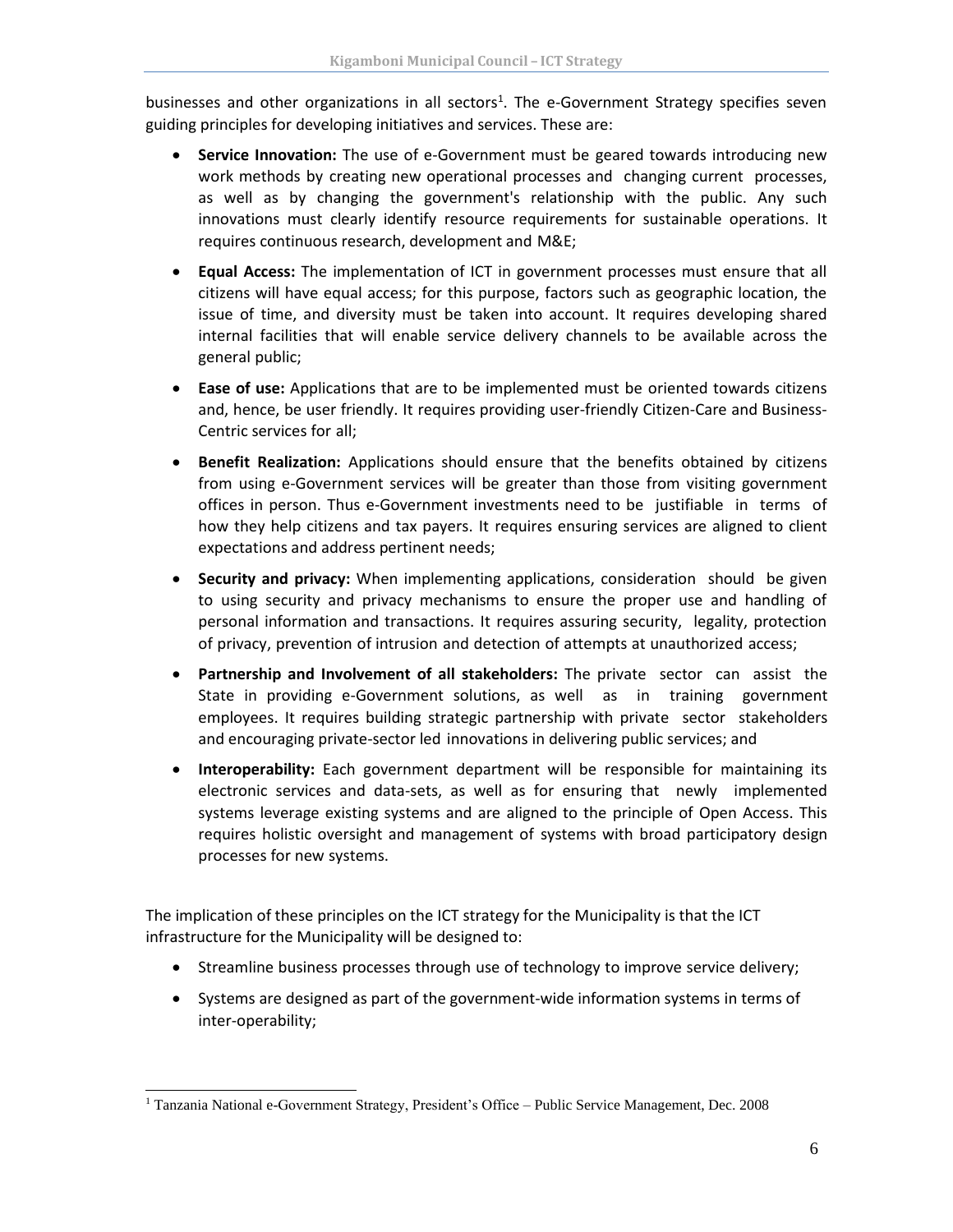businesses and other organizations in all sectors[1]. The e-Government Strategy specifies seven guiding principles for developing initiatives and services. These are:

- **Service Innovation:** The use of e-Government must be geared towards introducing new work methods by creating new operational processes and changing current processes, as well as by changing the government's relationship with the public. Any such innovations must clearly identify resource requirements for sustainable operations. It requires continuous research, development and M&E;
- **Equal Access:** The implementation of ICT in government processes must ensure that all citizens will have equal access; for this purpose, factors such as geographic location, the issue of time, and diversity must be taken into account. It requires developing shared internal facilities that will enable service delivery channels to be available across the general public;
- **Ease of use:** Applications that are to be implemented must be oriented towards citizens and, hence, be user friendly. It requires providing user-friendly Citizen-Care and Business-Centric services for all;
- **Benefit Realization:** Applications should ensure that the benefits obtained by citizens from using e-Government services will be greater than those from visiting government offices in person. Thus e-Government investments need to be justifiable in terms of how they help citizens and tax payers. It requires ensuring services are aligned to client expectations and address pertinent needs;
- **Security and privacy:** When implementing applications, consideration should be given to using security and privacy mechanisms to ensure the proper use and handling of personal information and transactions. It requires assuring security, legality, protection of privacy, prevention of intrusion and detection of attempts at unauthorized access;
- **Partnership and Involvement of all stakeholders:** The private sector can assist the State in providing e-Government solutions, as well as in training government employees. It requires building strategic partnership with private sector stakeholders and encouraging private-sector led innovations in delivering public services; and
- **Interoperability:** Each government department will be responsible for maintaining its electronic services and data-sets, as well as for ensuring that newly implemented systems leverage existing systems and are aligned to the principle of Open Access. This requires holistic oversight and management of systems with broad participatory design processes for new systems.

The implication of these principles on the ICT strategy for the Municipality is that the ICT infrastructure for the Municipality will be designed to:

- Streamline business processes through use of technology to improve service delivery;
- Systems are designed as part of the government-wide information systems in terms of inter-operability;

[1] Tanzania National e-Government Strategy, President's Office – Public Service Management, Dec. 2008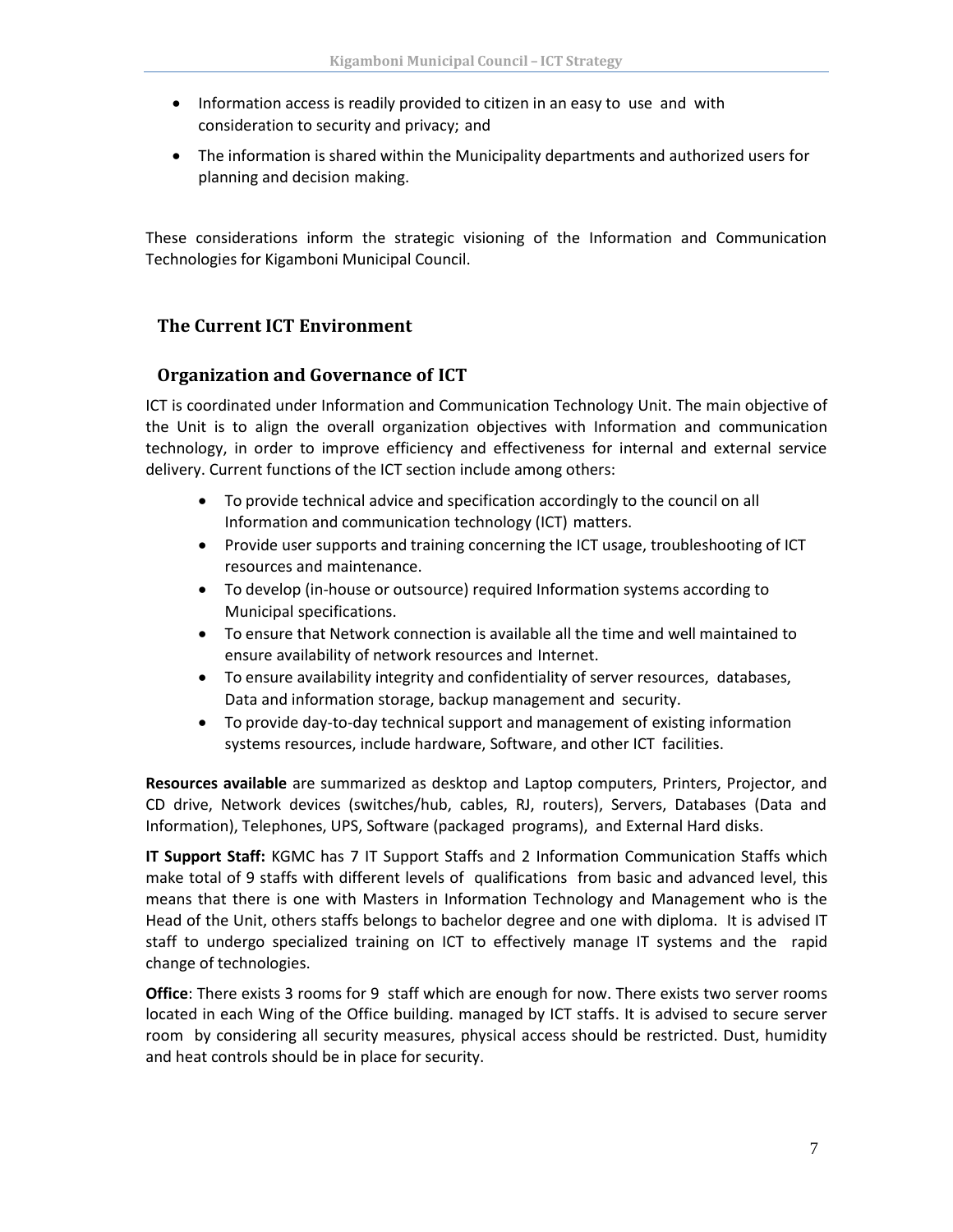- Information access is readily provided to citizen in an easy to use and with consideration to security and privacy; and
- The information is shared within the Municipality departments and authorized users for planning and decision making.

These considerations inform the strategic visioning of the Information and Communication Technologies for Kigamboni Municipal Council.

## The Current ICT Environment

### Organization and Governance of ICT

ICT is coordinated under Information and Communication Technology Unit. The main objective of the Unit is to align the overall organization objectives with Information and communication technology, in order to improve efficiency and effectiveness for internal and external service delivery. Current functions of the ICT section include among others:

- To provide technical advice and specification accordingly to the council on all Information and communication technology (ICT) matters.
- Provide user supports and training concerning the ICT usage, troubleshooting of ICT resources and maintenance.
- To develop (in-house or outsource) required Information systems according to Municipal specifications.
- To ensure that Network connection is available all the time and well maintained to ensure availability of network resources and Internet.
- To ensure availability integrity and confidentiality of server resources, databases, Data and information storage, backup management and security.
- To provide day-to-day technical support and management of existing information systems resources, include hardware, Software, and other ICT facilities.

**Resources available** are summarized as desktop and Laptop computers, Printers, Projector, and CD drive, Network devices (switches/hub, cables, RJ, routers), Servers, Databases (Data and Information), Telephones, UPS, Software (packaged programs), and External Hard disks.

**IT Support Staff:** KGMC has 7 IT Support Staffs and 2 Information Communication Staffs which make total of 9 staffs with different levels of qualifications from basic and advanced level, this means that there is one with Masters in Information Technology and Management who is the Head of the Unit, others staffs belongs to bachelor degree and one with diploma. It is advised IT staff to undergo specialized training on ICT to effectively manage IT systems and the rapid change of technologies.

**Office**: There exists 3 rooms for 9 staff which are enough for now. There exists two server rooms located in each Wing of the Office building. managed by ICT staffs. It is advised to secure server room by considering all security measures, physical access should be restricted. Dust, humidity and heat controls should be in place for security.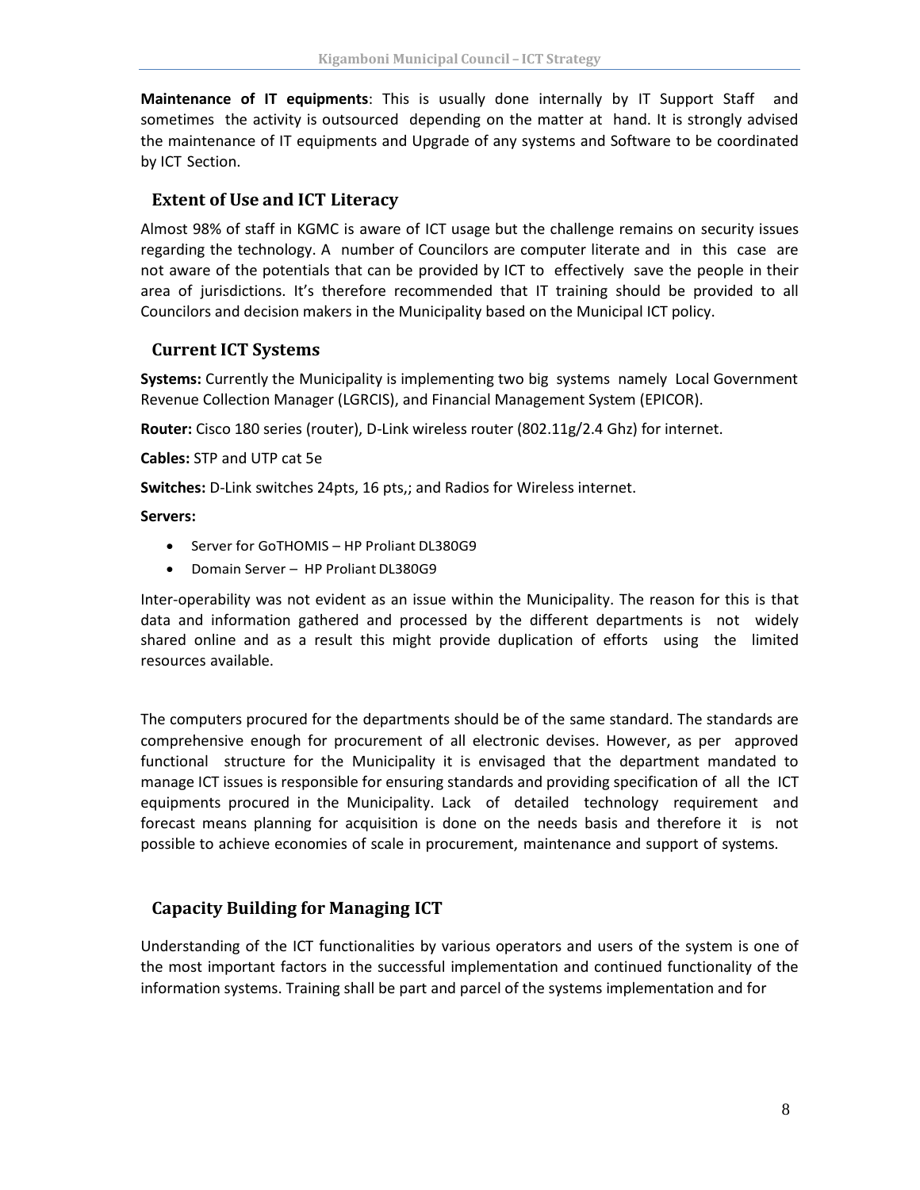**Maintenance of IT equipments**: This is usually done internally by IT Support Staff and sometimes the activity is outsourced depending on the matter at hand. It is strongly advised the maintenance of IT equipments and Upgrade of any systems and Software to be coordinated by ICT Section.

## Extent of Use and ICT Literacy

Almost 98% of staff in KGMC is aware of ICT usage but the challenge remains on security issues regarding the technology. A number of Councilors are computer literate and in this case are not aware of the potentials that can be provided by ICT to effectively save the people in their area of jurisdictions. It's therefore recommended that IT training should be provided to all Councilors and decision makers in the Municipality based on the Municipal ICT policy.

## Current ICT Systems

**Systems:** Currently the Municipality is implementing two big systems namely Local Government Revenue Collection Manager (LGRCIS), and Financial Management System (EPICOR).

**Router:** Cisco 180 series (router), D-Link wireless router (802.11g/2.4 Ghz) for internet.

**Cables:** STP and UTP cat 5e

**Switches:** D-Link switches 24pts, 16 pts,; and Radios for Wireless internet.

**Servers:**

- Server for GoTHOMIS – HP Proliant DL380G9
- Domain Server – HP Proliant DL380G9

Inter-operability was not evident as an issue within the Municipality. The reason for this is that data and information gathered and processed by the different departments is not widely shared online and as a result this might provide duplication of efforts using the limited resources available.

The computers procured for the departments should be of the same standard. The standards are comprehensive enough for procurement of all electronic devises. However, as per approved functional structure for the Municipality it is envisaged that the department mandated to manage ICT issues is responsible for ensuring standards and providing specification of all the ICT equipments procured in the Municipality. Lack of detailed technology requirement and forecast means planning for acquisition is done on the needs basis and therefore it is not possible to achieve economies of scale in procurement, maintenance and support of systems.

## Capacity Building for Managing ICT

Understanding of the ICT functionalities by various operators and users of the system is one of the most important factors in the successful implementation and continued functionality of the information systems. Training shall be part and parcel of the systems implementation and for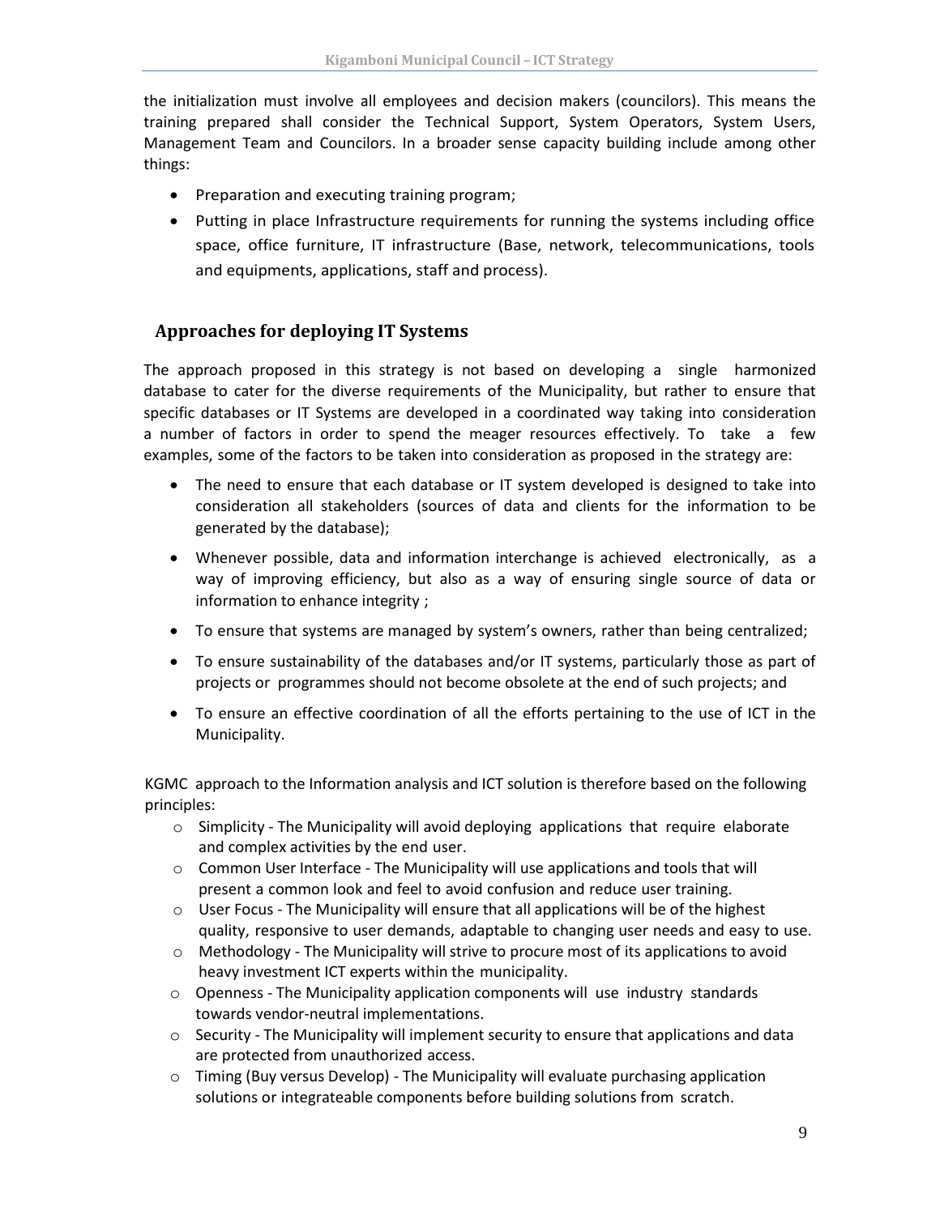the initialization must involve all employees and decision makers (councilors). This means the training prepared shall consider the Technical Support, System Operators, System Users, Management Team and Councilors. In a broader sense capacity building include among other things:

- Preparation and executing training program;
- Putting in place Infrastructure requirements for running the systems including office space, office furniture, IT infrastructure (Base, network, telecommunications, tools and equipments, applications, staff and process).

## Approaches for deploying IT Systems

The approach proposed in this strategy is not based on developing a single harmonized database to cater for the diverse requirements of the Municipality, but rather to ensure that specific databases or IT Systems are developed in a coordinated way taking into consideration a number of factors in order to spend the meager resources effectively. To take a few examples, some of the factors to be taken into consideration as proposed in the strategy are:

- The need to ensure that each database or IT system developed is designed to take into consideration all stakeholders (sources of data and clients for the information to be generated by the database);
- Whenever possible, data and information interchange is achieved electronically, as a way of improving efficiency, but also as a way of ensuring single source of data or information to enhance integrity ;
- To ensure that systems are managed by system's owners, rather than being centralized;
- To ensure sustainability of the databases and/or IT systems, particularly those as part of projects or programmes should not become obsolete at the end of such projects; and
- To ensure an effective coordination of all the efforts pertaining to the use of ICT in the Municipality.

KGMC approach to the Information analysis and ICT solution is therefore based on the following principles:

- Simplicity - The Municipality will avoid deploying applications that require elaborate and complex activities by the end user.
- Common User Interface - The Municipality will use applications and tools that will present a common look and feel to avoid confusion and reduce user training.
- User Focus - The Municipality will ensure that all applications will be of the highest quality, responsive to user demands, adaptable to changing user needs and easy to use.
- Methodology - The Municipality will strive to procure most of its applications to avoid heavy investment ICT experts within the municipality.
- Openness - The Municipality application components will use industry standards towards vendor-neutral implementations.
- Security - The Municipality will implement security to ensure that applications and data are protected from unauthorized access.
- Timing (Buy versus Develop) - The Municipality will evaluate purchasing application solutions or integrateable components before building solutions from scratch.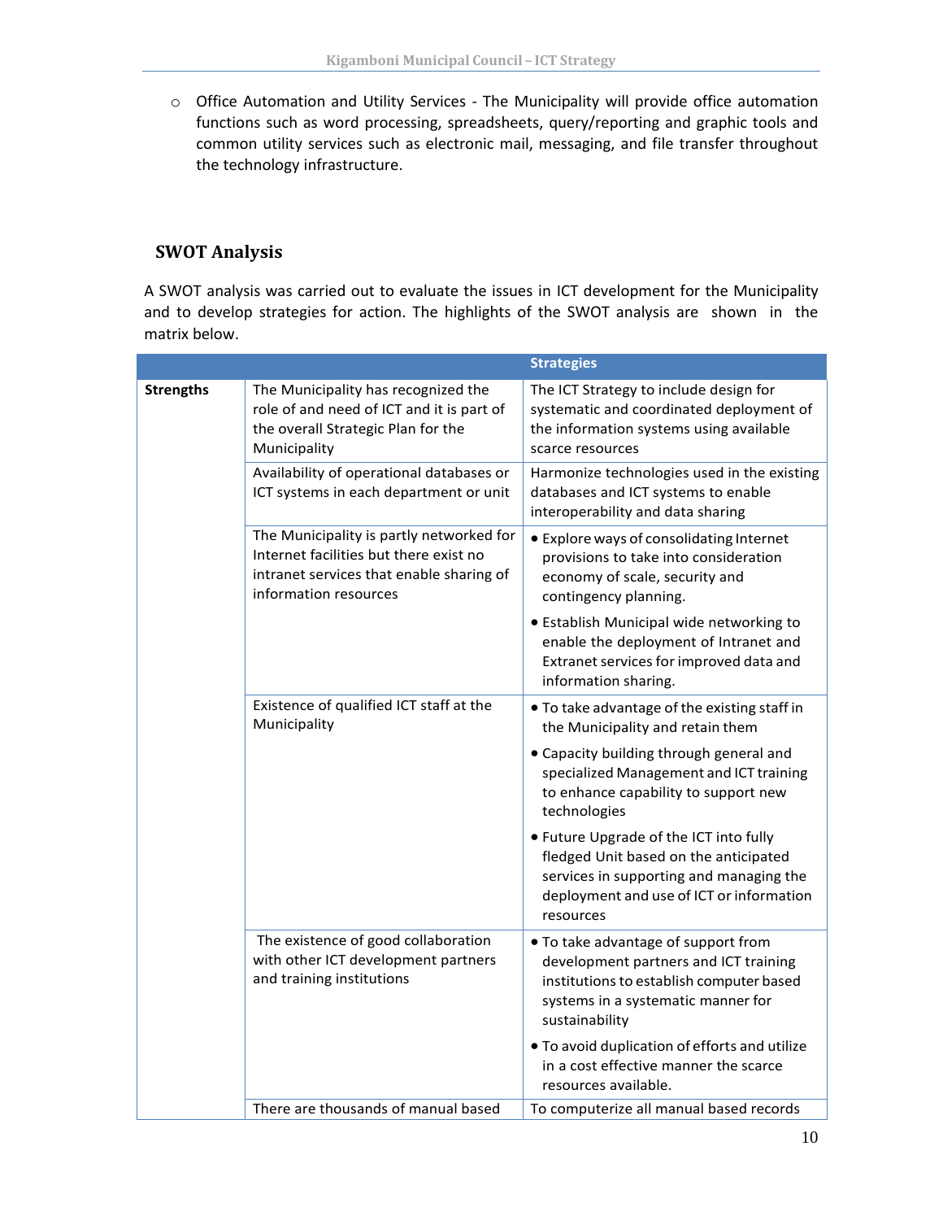- Office Automation and Utility Services - The Municipality will provide office automation functions such as word processing, spreadsheets, query/reporting and graphic tools and common utility services such as electronic mail, messaging, and file transfer throughout the technology infrastructure.

## SWOT Analysis

A SWOT analysis was carried out to evaluate the issues in ICT development for the Municipality and to develop strategies for action. The highlights of the SWOT analysis are shown in the matrix below.

| | | Strategies |
|---|---|---|
| **Strengths** | The Municipality has recognized the role of and need of ICT and it is part of the overall Strategic Plan for the Municipality | The ICT Strategy to include design for systematic and coordinated deployment of the information systems using available scarce resources |
| | Availability of operational databases or ICT systems in each department or unit | Harmonize technologies used in the existing databases and ICT systems to enable interoperability and data sharing |
| | The Municipality is partly networked for Internet facilities but there exist no intranet services that enable sharing of information resources | • Explore ways of consolidating Internet provisions to take into consideration economy of scale, security and contingency planning.<br>• Establish Municipal wide networking to enable the deployment of Intranet and Extranet services for improved data and information sharing. |
| | Existence of qualified ICT staff at the Municipality | • To take advantage of the existing staff in the Municipality and retain them<br>• Capacity building through general and specialized Management and ICT training to enhance capability to support new technologies<br>• Future Upgrade of the ICT into fully fledged Unit based on the anticipated services in supporting and managing the deployment and use of ICT or information resources |
| | The existence of good collaboration with other ICT development partners and training institutions | • To take advantage of support from development partners and ICT training institutions to establish computer based systems in a systematic manner for sustainability<br>• To avoid duplication of efforts and utilize in a cost effective manner the scarce resources available. |
| | There are thousands of manual based | To computerize all manual based records |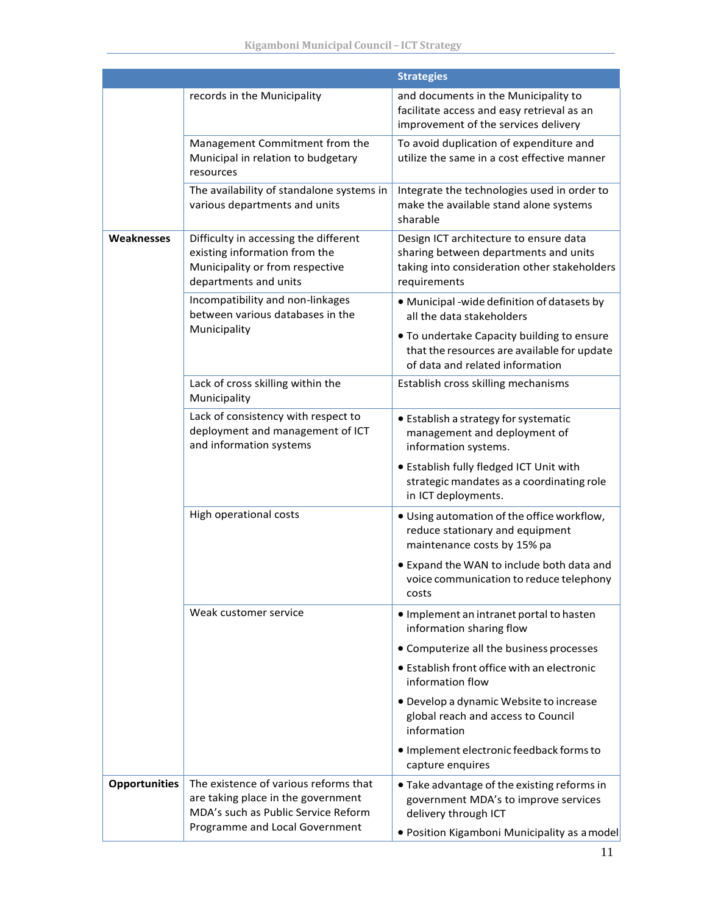| | | Strategies |
|---|---|---|
| | records in the Municipality | and documents in the Municipality to facilitate access and easy retrieval as an improvement of the services delivery |
| | Management Commitment from the Municipal in relation to budgetary resources | To avoid duplication of expenditure and utilize the same in a cost effective manner |
| | The availability of standalone systems in various departments and units | Integrate the technologies used in order to make the available stand alone systems sharable |
| **Weaknesses** | Difficulty in accessing the different existing information from the Municipality or from respective departments and units | Design ICT architecture to ensure data sharing between departments and units taking into consideration other stakeholders requirements |
| | Incompatibility and non-linkages between various databases in the Municipality | • Municipal -wide definition of datasets by all the data stakeholders<br>• To undertake Capacity building to ensure that the resources are available for update of data and related information |
| | Lack of cross skilling within the Municipality | Establish cross skilling mechanisms |
| | Lack of consistency with respect to deployment and management of ICT and information systems | • Establish a strategy for systematic management and deployment of information systems.<br>• Establish fully fledged ICT Unit with strategic mandates as a coordinating role in ICT deployments. |
| | High operational costs | • Using automation of the office workflow, reduce stationary and equipment maintenance costs by 15% pa<br>• Expand the WAN to include both data and voice communication to reduce telephony costs |
| | Weak customer service | • Implement an intranet portal to hasten information sharing flow<br>• Computerize all the business processes<br>• Establish front office with an electronic information flow<br>• Develop a dynamic Website to increase global reach and access to Council information<br>• Implement electronic feedback forms to capture enquires |
| **Opportunities** | The existence of various reforms that are taking place in the government MDA's such as Public Service Reform Programme and Local Government | • Take advantage of the existing reforms in government MDA's to improve services delivery through ICT<br>• Position Kigamboni Municipality as a model |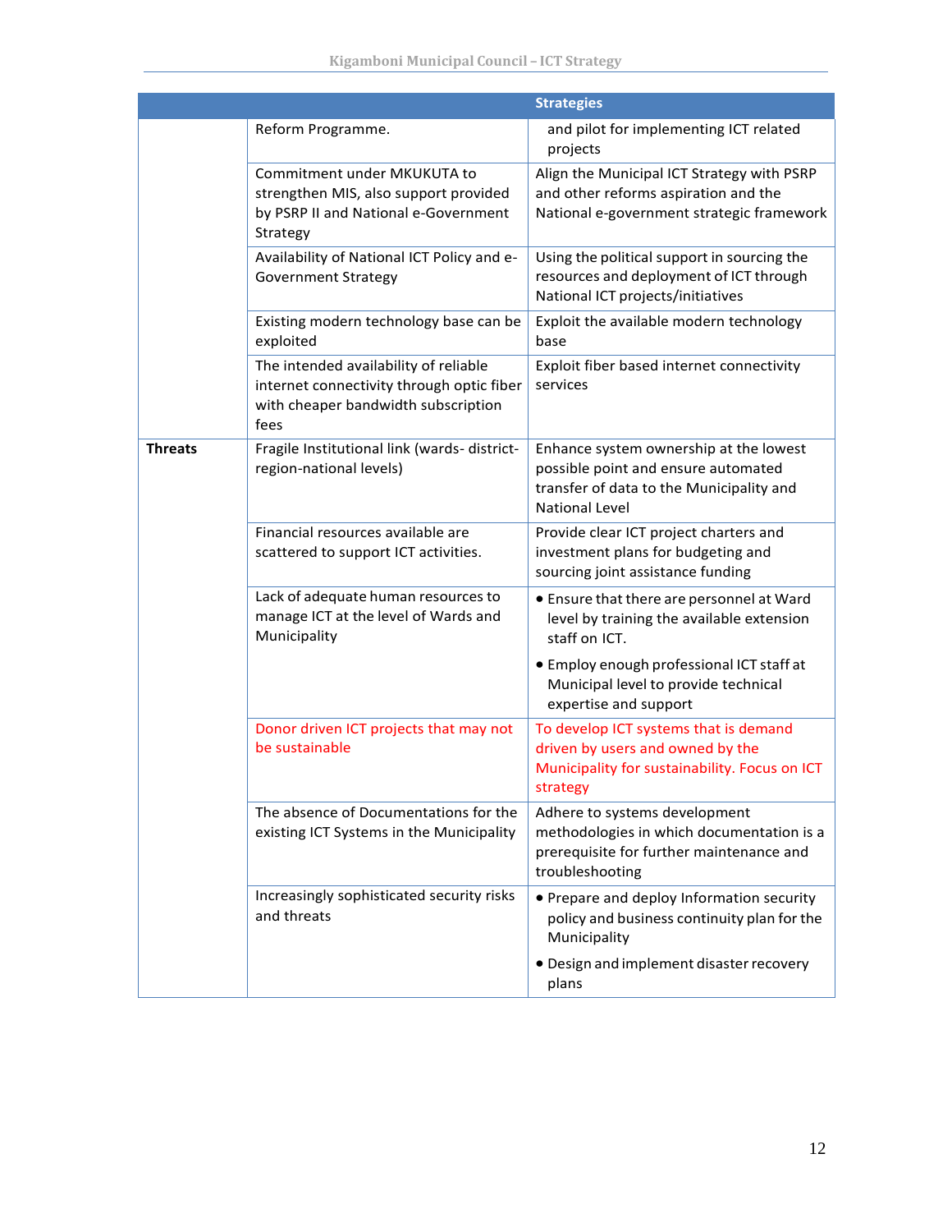| | | Strategies |
|---|---|---|
| | Reform Programme. | and pilot for implementing ICT related projects |
| | Commitment under MKUKUTA to strengthen MIS, also support provided by PSRP II and National e-Government Strategy | Align the Municipal ICT Strategy with PSRP and other reforms aspiration and the National e-government strategic framework |
| | Availability of National ICT Policy and e-Government Strategy | Using the political support in sourcing the resources and deployment of ICT through National ICT projects/initiatives |
| | Existing modern technology base can be exploited | Exploit the available modern technology base |
| | The intended availability of reliable internet connectivity through optic fiber with cheaper bandwidth subscription fees | Exploit fiber based internet connectivity services |
| **Threats** | Fragile Institutional link (wards- district-region-national levels) | Enhance system ownership at the lowest possible point and ensure automated transfer of data to the Municipality and National Level |
| | Financial resources available are scattered to support ICT activities. | Provide clear ICT project charters and investment plans for budgeting and sourcing joint assistance funding |
| | Lack of adequate human resources to manage ICT at the level of Wards and Municipality | • Ensure that there are personnel at Ward level by training the available extension staff on ICT.<br>• Employ enough professional ICT staff at Municipal level to provide technical expertise and support |
| | Donor driven ICT projects that may not be sustainable | To develop ICT systems that is demand driven by users and owned by the Municipality for sustainability. Focus on ICT strategy |
| | The absence of Documentations for the existing ICT Systems in the Municipality | Adhere to systems development methodologies in which documentation is a prerequisite for further maintenance and troubleshooting |
| | Increasingly sophisticated security risks and threats | • Prepare and deploy Information security policy and business continuity plan for the Municipality<br>• Design and implement disaster recovery plans |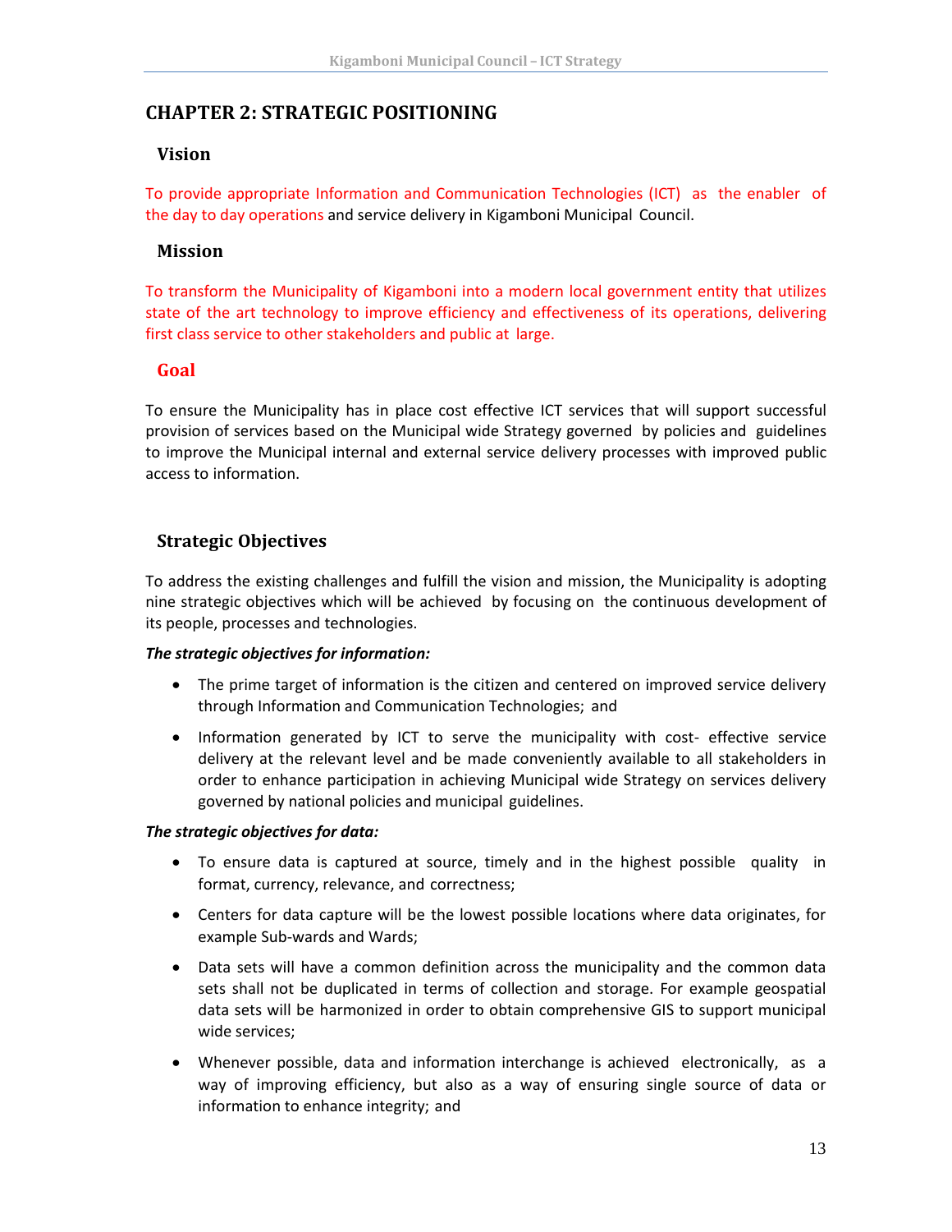# CHAPTER 2: STRATEGIC POSITIONING

## Vision

To provide appropriate Information and Communication Technologies (ICT) as the enabler of the day to day operations and service delivery in Kigamboni Municipal Council.

## Mission

To transform the Municipality of Kigamboni into a modern local government entity that utilizes state of the art technology to improve efficiency and effectiveness of its operations, delivering first class service to other stakeholders and public at large.

## Goal

To ensure the Municipality has in place cost effective ICT services that will support successful provision of services based on the Municipal wide Strategy governed by policies and guidelines to improve the Municipal internal and external service delivery processes with improved public access to information.

## Strategic Objectives

To address the existing challenges and fulfill the vision and mission, the Municipality is adopting nine strategic objectives which will be achieved by focusing on the continuous development of its people, processes and technologies.

***The strategic objectives for information:***

- The prime target of information is the citizen and centered on improved service delivery through Information and Communication Technologies; and
- Information generated by ICT to serve the municipality with cost- effective service delivery at the relevant level and be made conveniently available to all stakeholders in order to enhance participation in achieving Municipal wide Strategy on services delivery governed by national policies and municipal guidelines.

***The strategic objectives for data:***

- To ensure data is captured at source, timely and in the highest possible quality in format, currency, relevance, and correctness;
- Centers for data capture will be the lowest possible locations where data originates, for example Sub-wards and Wards;
- Data sets will have a common definition across the municipality and the common data sets shall not be duplicated in terms of collection and storage. For example geospatial data sets will be harmonized in order to obtain comprehensive GIS to support municipal wide services;
- Whenever possible, data and information interchange is achieved electronically, as a way of improving efficiency, but also as a way of ensuring single source of data or information to enhance integrity; and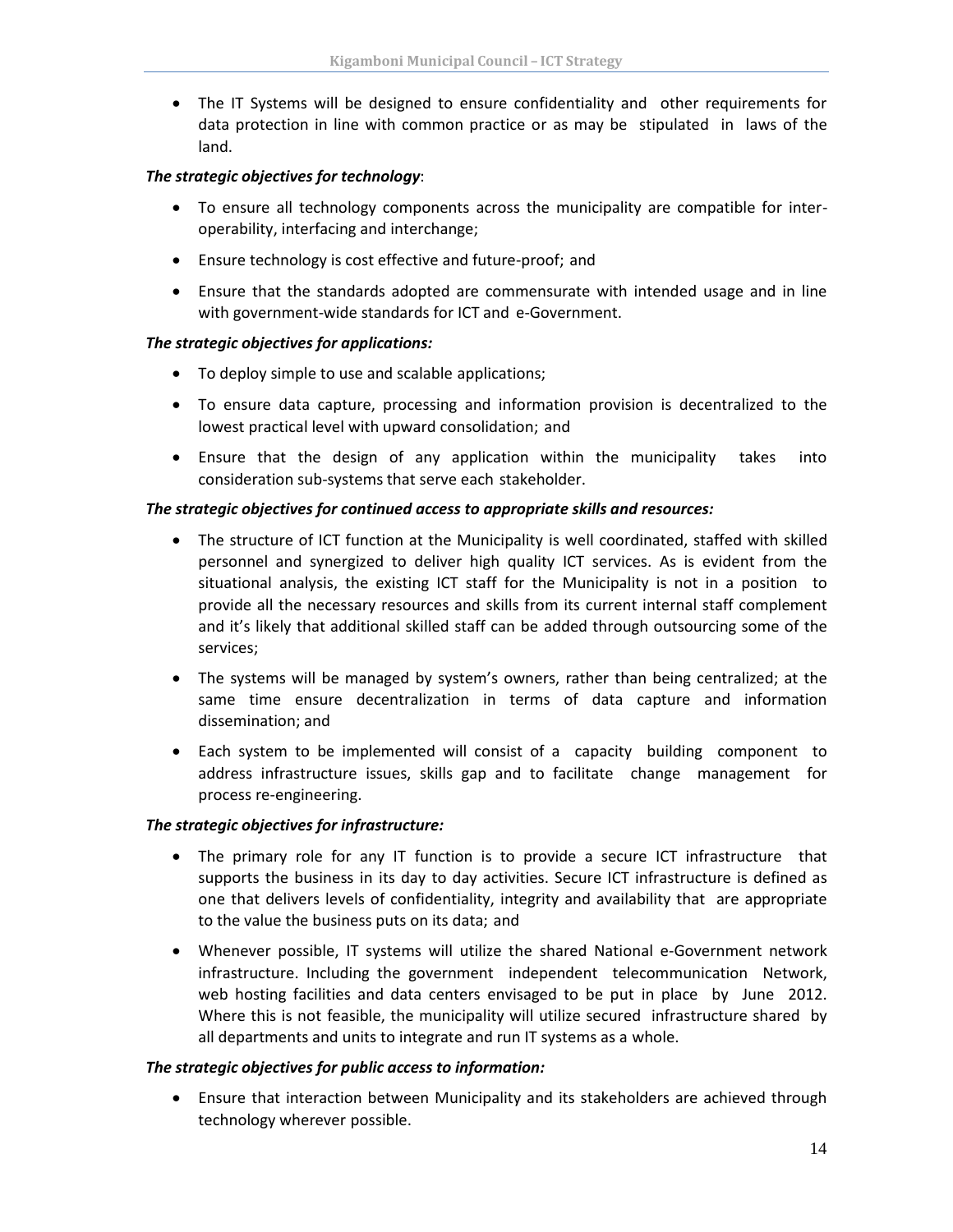- The IT Systems will be designed to ensure confidentiality and other requirements for data protection in line with common practice or as may be stipulated in laws of the land.

***The strategic objectives for technology***:

- To ensure all technology components across the municipality are compatible for inter-operability, interfacing and interchange;
- Ensure technology is cost effective and future-proof; and
- Ensure that the standards adopted are commensurate with intended usage and in line with government-wide standards for ICT and e-Government.

***The strategic objectives for applications:***

- To deploy simple to use and scalable applications;
- To ensure data capture, processing and information provision is decentralized to the lowest practical level with upward consolidation; and
- Ensure that the design of any application within the municipality takes into consideration sub-systems that serve each stakeholder.

***The strategic objectives for continued access to appropriate skills and resources:***

- The structure of ICT function at the Municipality is well coordinated, staffed with skilled personnel and synergized to deliver high quality ICT services. As is evident from the situational analysis, the existing ICT staff for the Municipality is not in a position to provide all the necessary resources and skills from its current internal staff complement and it's likely that additional skilled staff can be added through outsourcing some of the services;
- The systems will be managed by system's owners, rather than being centralized; at the same time ensure decentralization in terms of data capture and information dissemination; and
- Each system to be implemented will consist of a capacity building component to address infrastructure issues, skills gap and to facilitate change management for process re-engineering.

***The strategic objectives for infrastructure:***

- The primary role for any IT function is to provide a secure ICT infrastructure that supports the business in its day to day activities. Secure ICT infrastructure is defined as one that delivers levels of confidentiality, integrity and availability that are appropriate to the value the business puts on its data; and
- Whenever possible, IT systems will utilize the shared National e-Government network infrastructure. Including the government independent telecommunication Network, web hosting facilities and data centers envisaged to be put in place by June 2012. Where this is not feasible, the municipality will utilize secured infrastructure shared by all departments and units to integrate and run IT systems as a whole.

***The strategic objectives for public access to information:***

- Ensure that interaction between Municipality and its stakeholders are achieved through technology wherever possible.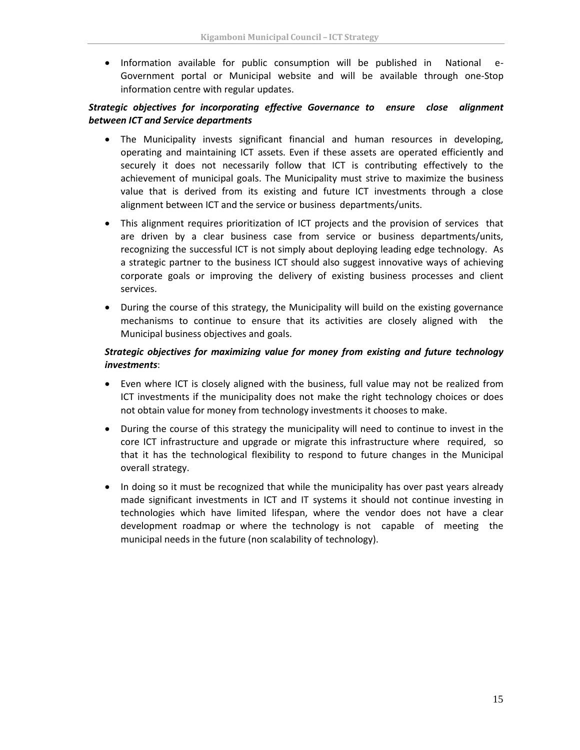- Information available for public consumption will be published in National e-Government portal or Municipal website and will be available through one-Stop information centre with regular updates.

***Strategic objectives for incorporating effective Governance to ensure close alignment between ICT and Service departments***

- The Municipality invests significant financial and human resources in developing, operating and maintaining ICT assets. Even if these assets are operated efficiently and securely it does not necessarily follow that ICT is contributing effectively to the achievement of municipal goals. The Municipality must strive to maximize the business value that is derived from its existing and future ICT investments through a close alignment between ICT and the service or business departments/units.
- This alignment requires prioritization of ICT projects and the provision of services that are driven by a clear business case from service or business departments/units, recognizing the successful ICT is not simply about deploying leading edge technology. As a strategic partner to the business ICT should also suggest innovative ways of achieving corporate goals or improving the delivery of existing business processes and client services.
- During the course of this strategy, the Municipality will build on the existing governance mechanisms to continue to ensure that its activities are closely aligned with the Municipal business objectives and goals.

***Strategic objectives for maximizing value for money from existing and future technology investments***:

- Even where ICT is closely aligned with the business, full value may not be realized from ICT investments if the municipality does not make the right technology choices or does not obtain value for money from technology investments it chooses to make.
- During the course of this strategy the municipality will need to continue to invest in the core ICT infrastructure and upgrade or migrate this infrastructure where required, so that it has the technological flexibility to respond to future changes in the Municipal overall strategy.
- In doing so it must be recognized that while the municipality has over past years already made significant investments in ICT and IT systems it should not continue investing in technologies which have limited lifespan, where the vendor does not have a clear development roadmap or where the technology is not capable of meeting the municipal needs in the future (non scalability of technology).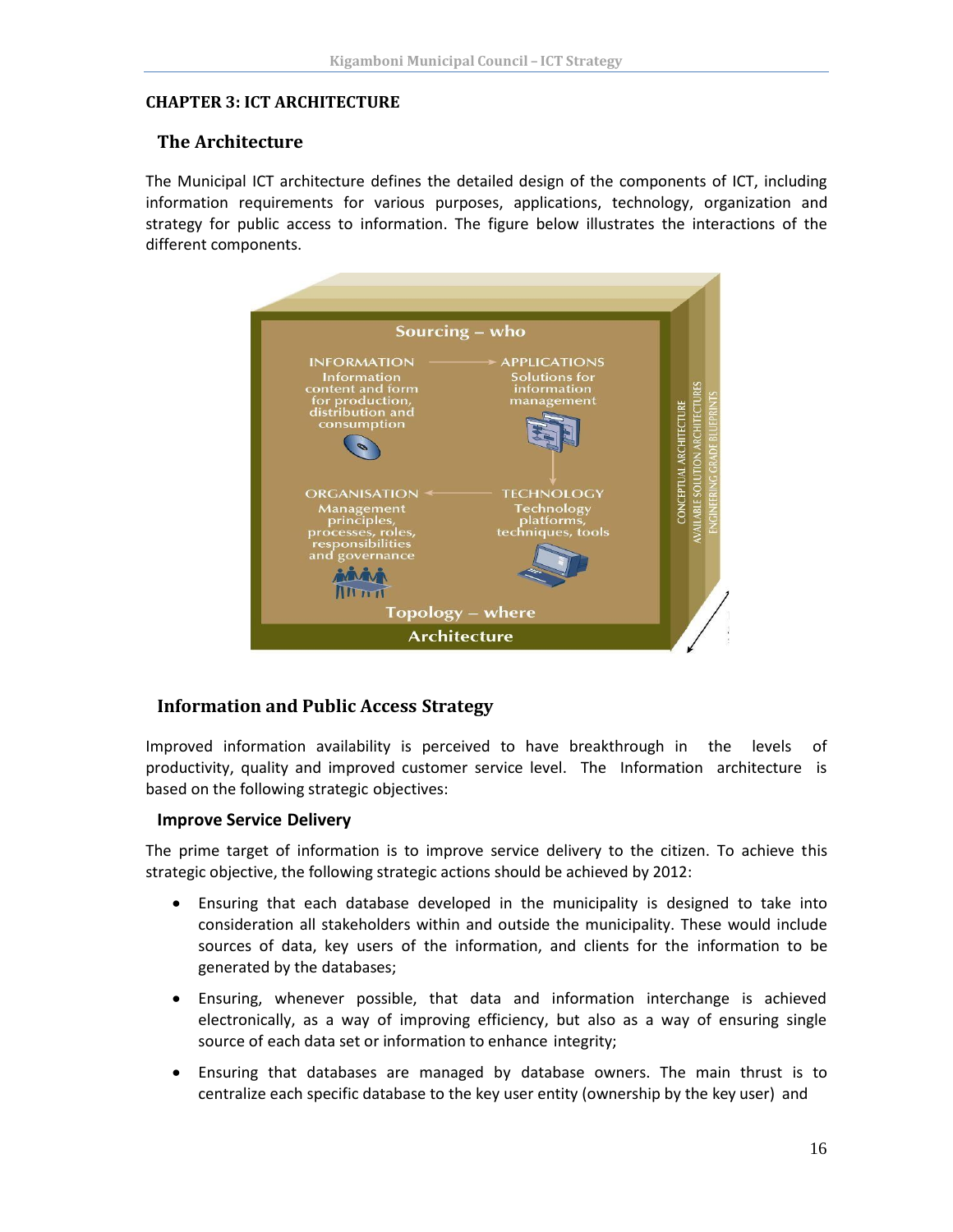# CHAPTER 3: ICT ARCHITECTURE

## The Architecture

The Municipal ICT architecture defines the detailed design of the components of ICT, including information requirements for various purposes, applications, technology, organization and strategy for public access to information. The figure below illustrates the interactions of the different components.

## Information and Public Access Strategy

Improved information availability is perceived to have breakthrough in the levels of productivity, quality and improved customer service level. The Information architecture is based on the following strategic objectives:

### Improve Service Delivery

The prime target of information is to improve service delivery to the citizen. To achieve this strategic objective, the following strategic actions should be achieved by 2012:

- Ensuring that each database developed in the municipality is designed to take into consideration all stakeholders within and outside the municipality. These would include sources of data, key users of the information, and clients for the information to be generated by the databases;
- Ensuring, whenever possible, that data and information interchange is achieved electronically, as a way of improving efficiency, but also as a way of ensuring single source of each data set or information to enhance integrity;
- Ensuring that databases are managed by database owners. The main thrust is to centralize each specific database to the key user entity (ownership by the key user) and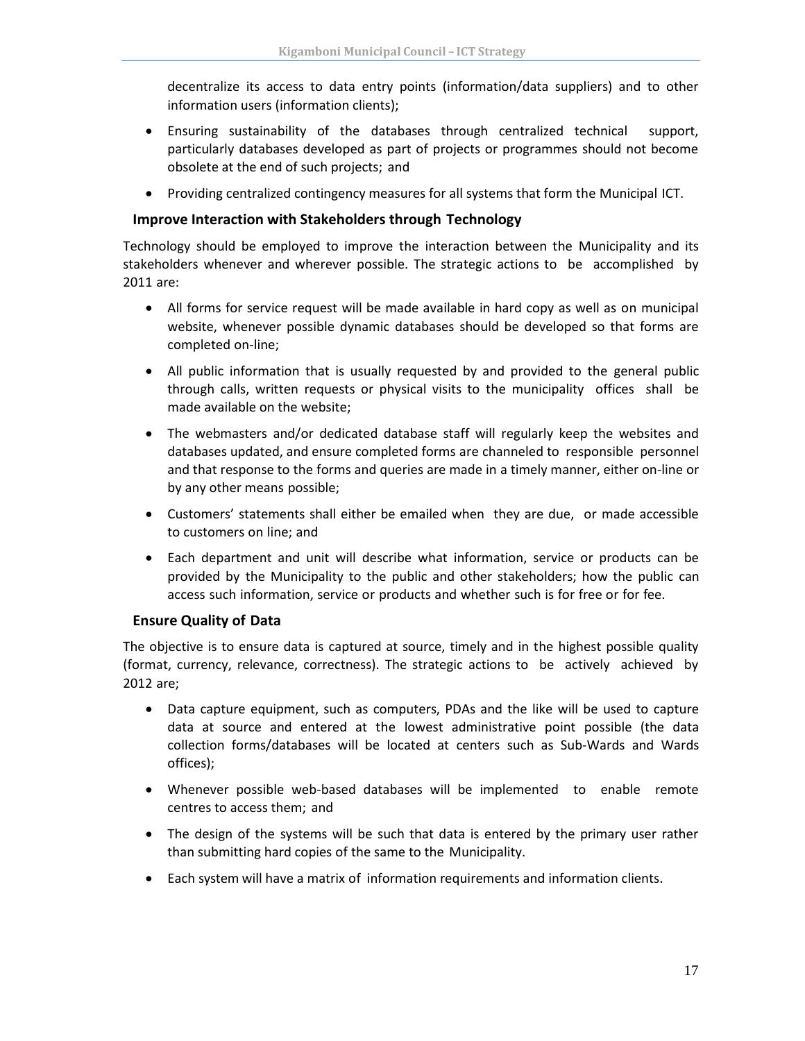decentralize its access to data entry points (information/data suppliers) and to other information users (information clients);

- Ensuring sustainability of the databases through centralized technical support, particularly databases developed as part of projects or programmes should not become obsolete at the end of such projects; and
- Providing centralized contingency measures for all systems that form the Municipal ICT.

### Improve Interaction with Stakeholders through Technology

Technology should be employed to improve the interaction between the Municipality and its stakeholders whenever and wherever possible. The strategic actions to be accomplished by 2011 are:

- All forms for service request will be made available in hard copy as well as on municipal website, whenever possible dynamic databases should be developed so that forms are completed on-line;
- All public information that is usually requested by and provided to the general public through calls, written requests or physical visits to the municipality offices shall be made available on the website;
- The webmasters and/or dedicated database staff will regularly keep the websites and databases updated, and ensure completed forms are channeled to responsible personnel and that response to the forms and queries are made in a timely manner, either on-line or by any other means possible;
- Customers' statements shall either be emailed when they are due, or made accessible to customers on line; and
- Each department and unit will describe what information, service or products can be provided by the Municipality to the public and other stakeholders; how the public can access such information, service or products and whether such is for free or for fee.

### Ensure Quality of Data

The objective is to ensure data is captured at source, timely and in the highest possible quality (format, currency, relevance, correctness). The strategic actions to be actively achieved by 2012 are;

- Data capture equipment, such as computers, PDAs and the like will be used to capture data at source and entered at the lowest administrative point possible (the data collection forms/databases will be located at centers such as Sub-Wards and Wards offices);
- Whenever possible web-based databases will be implemented to enable remote centres to access them; and
- The design of the systems will be such that data is entered by the primary user rather than submitting hard copies of the same to the Municipality.
- Each system will have a matrix of information requirements and information clients.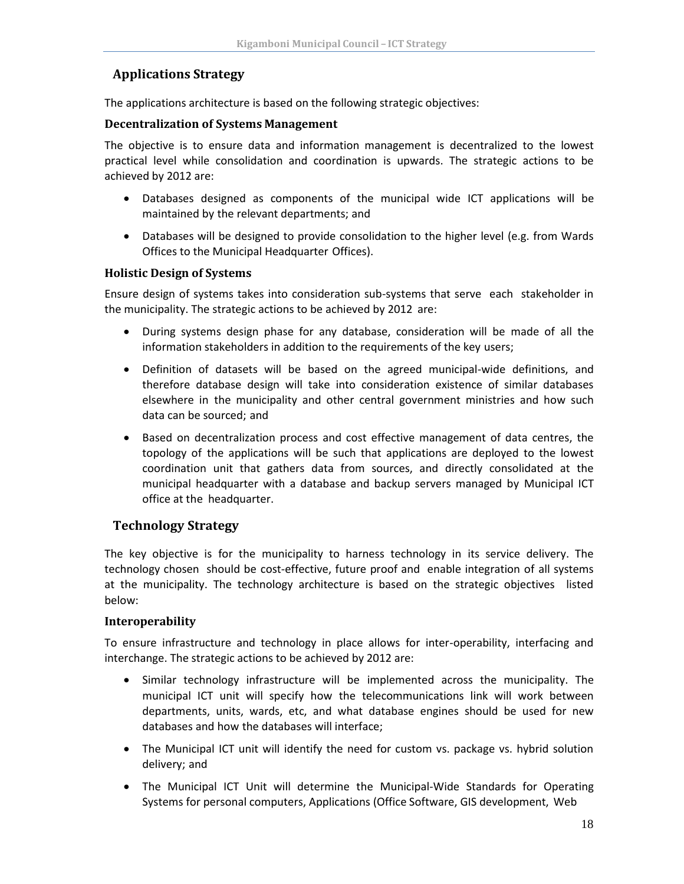## Applications Strategy

The applications architecture is based on the following strategic objectives:

### Decentralization of Systems Management

The objective is to ensure data and information management is decentralized to the lowest practical level while consolidation and coordination is upwards. The strategic actions to be achieved by 2012 are:

- Databases designed as components of the municipal wide ICT applications will be maintained by the relevant departments; and
- Databases will be designed to provide consolidation to the higher level (e.g. from Wards Offices to the Municipal Headquarter Offices).

### Holistic Design of Systems

Ensure design of systems takes into consideration sub-systems that serve each stakeholder in the municipality. The strategic actions to be achieved by 2012 are:

- During systems design phase for any database, consideration will be made of all the information stakeholders in addition to the requirements of the key users;
- Definition of datasets will be based on the agreed municipal-wide definitions, and therefore database design will take into consideration existence of similar databases elsewhere in the municipality and other central government ministries and how such data can be sourced; and
- Based on decentralization process and cost effective management of data centres, the topology of the applications will be such that applications are deployed to the lowest coordination unit that gathers data from sources, and directly consolidated at the municipal headquarter with a database and backup servers managed by Municipal ICT office at the headquarter.

## Technology Strategy

The key objective is for the municipality to harness technology in its service delivery. The technology chosen should be cost-effective, future proof and enable integration of all systems at the municipality. The technology architecture is based on the strategic objectives listed below:

### Interoperability

To ensure infrastructure and technology in place allows for inter-operability, interfacing and interchange. The strategic actions to be achieved by 2012 are:

- Similar technology infrastructure will be implemented across the municipality. The municipal ICT unit will specify how the telecommunications link will work between departments, units, wards, etc, and what database engines should be used for new databases and how the databases will interface;
- The Municipal ICT unit will identify the need for custom vs. package vs. hybrid solution delivery; and
- The Municipal ICT Unit will determine the Municipal-Wide Standards for Operating Systems for personal computers, Applications (Office Software, GIS development, Web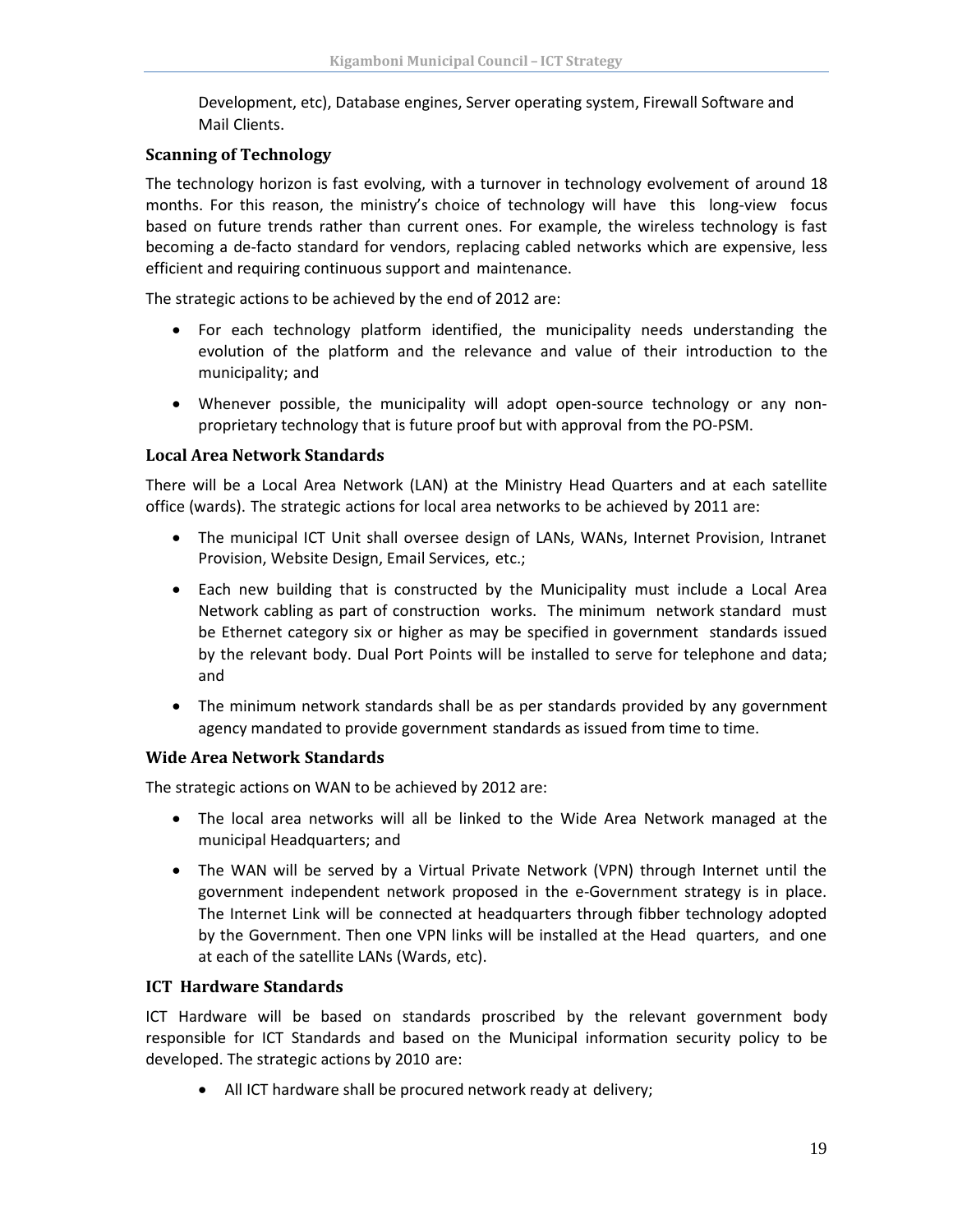Development, etc), Database engines, Server operating system, Firewall Software and Mail Clients.

### Scanning of Technology

The technology horizon is fast evolving, with a turnover in technology evolvement of around 18 months. For this reason, the ministry's choice of technology will have this long-view focus based on future trends rather than current ones. For example, the wireless technology is fast becoming a de-facto standard for vendors, replacing cabled networks which are expensive, less efficient and requiring continuous support and maintenance.

The strategic actions to be achieved by the end of 2012 are:

- For each technology platform identified, the municipality needs understanding the evolution of the platform and the relevance and value of their introduction to the municipality; and
- Whenever possible, the municipality will adopt open-source technology or any non-proprietary technology that is future proof but with approval from the PO-PSM.

### Local Area Network Standards

There will be a Local Area Network (LAN) at the Ministry Head Quarters and at each satellite office (wards). The strategic actions for local area networks to be achieved by 2011 are:

- The municipal ICT Unit shall oversee design of LANs, WANs, Internet Provision, Intranet Provision, Website Design, Email Services, etc.;
- Each new building that is constructed by the Municipality must include a Local Area Network cabling as part of construction works. The minimum network standard must be Ethernet category six or higher as may be specified in government standards issued by the relevant body. Dual Port Points will be installed to serve for telephone and data; and
- The minimum network standards shall be as per standards provided by any government agency mandated to provide government standards as issued from time to time.

### Wide Area Network Standards

The strategic actions on WAN to be achieved by 2012 are:

- The local area networks will all be linked to the Wide Area Network managed at the municipal Headquarters; and
- The WAN will be served by a Virtual Private Network (VPN) through Internet until the government independent network proposed in the e-Government strategy is in place. The Internet Link will be connected at headquarters through fibber technology adopted by the Government. Then one VPN links will be installed at the Head quarters, and one at each of the satellite LANs (Wards, etc).

### ICT Hardware Standards

ICT Hardware will be based on standards proscribed by the relevant government body responsible for ICT Standards and based on the Municipal information security policy to be developed. The strategic actions by 2010 are:

- All ICT hardware shall be procured network ready at delivery;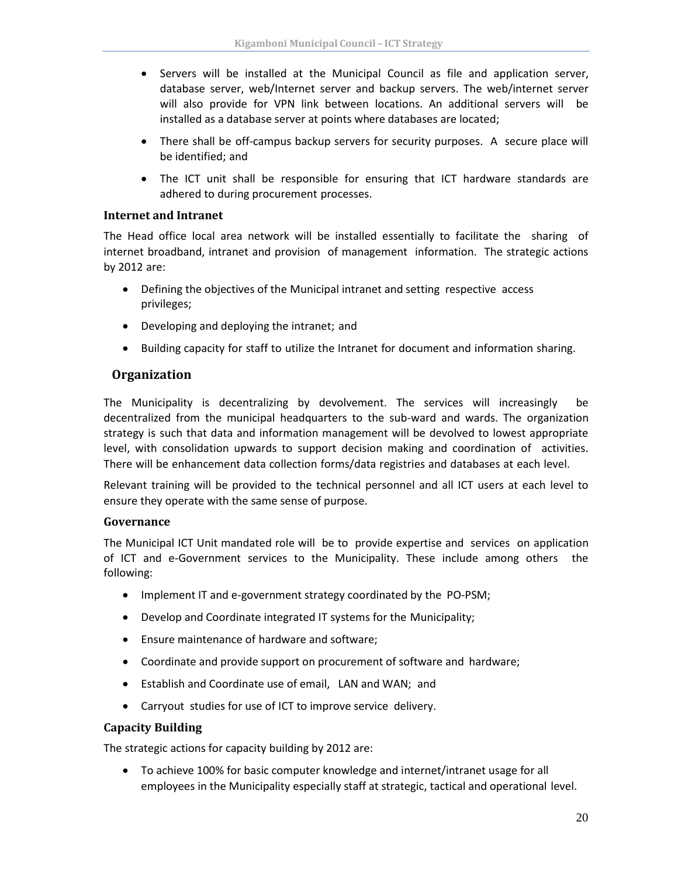- Servers will be installed at the Municipal Council as file and application server, database server, web/Internet server and backup servers. The web/internet server will also provide for VPN link between locations. An additional servers will be installed as a database server at points where databases are located;
- There shall be off-campus backup servers for security purposes. A secure place will be identified; and
- The ICT unit shall be responsible for ensuring that ICT hardware standards are adhered to during procurement processes.

### Internet and Intranet

The Head office local area network will be installed essentially to facilitate the sharing of internet broadband, intranet and provision of management information. The strategic actions by 2012 are:

- Defining the objectives of the Municipal intranet and setting respective access privileges;
- Developing and deploying the intranet; and
- Building capacity for staff to utilize the Intranet for document and information sharing.

## Organization

The Municipality is decentralizing by devolvement. The services will increasingly be decentralized from the municipal headquarters to the sub-ward and wards. The organization strategy is such that data and information management will be devolved to lowest appropriate level, with consolidation upwards to support decision making and coordination of activities. There will be enhancement data collection forms/data registries and databases at each level.

Relevant training will be provided to the technical personnel and all ICT users at each level to ensure they operate with the same sense of purpose.

### Governance

The Municipal ICT Unit mandated role will be to provide expertise and services on application of ICT and e-Government services to the Municipality. These include among others the following:

- Implement IT and e-government strategy coordinated by the PO-PSM;
- Develop and Coordinate integrated IT systems for the Municipality;
- Ensure maintenance of hardware and software;
- Coordinate and provide support on procurement of software and hardware;
- Establish and Coordinate use of email, LAN and WAN; and
- Carryout studies for use of ICT to improve service delivery.

### Capacity Building

The strategic actions for capacity building by 2012 are:

- To achieve 100% for basic computer knowledge and internet/intranet usage for all employees in the Municipality especially staff at strategic, tactical and operational level.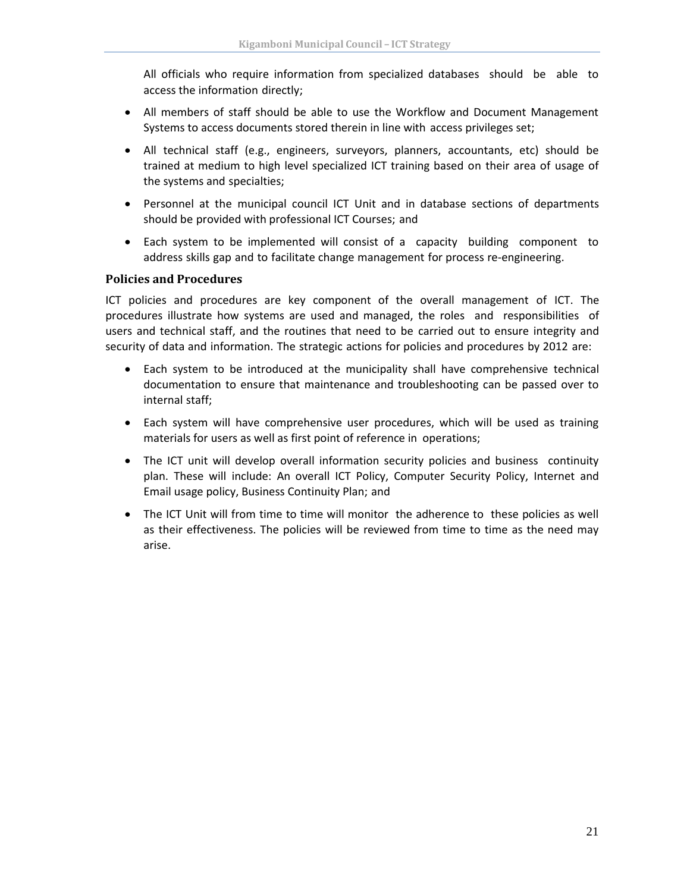All officials who require information from specialized databases should be able to access the information directly;

- All members of staff should be able to use the Workflow and Document Management Systems to access documents stored therein in line with access privileges set;
- All technical staff (e.g., engineers, surveyors, planners, accountants, etc) should be trained at medium to high level specialized ICT training based on their area of usage of the systems and specialties;
- Personnel at the municipal council ICT Unit and in database sections of departments should be provided with professional ICT Courses; and
- Each system to be implemented will consist of a capacity building component to address skills gap and to facilitate change management for process re-engineering.

### Policies and Procedures

ICT policies and procedures are key component of the overall management of ICT. The procedures illustrate how systems are used and managed, the roles and responsibilities of users and technical staff, and the routines that need to be carried out to ensure integrity and security of data and information. The strategic actions for policies and procedures by 2012 are:

- Each system to be introduced at the municipality shall have comprehensive technical documentation to ensure that maintenance and troubleshooting can be passed over to internal staff;
- Each system will have comprehensive user procedures, which will be used as training materials for users as well as first point of reference in operations;
- The ICT unit will develop overall information security policies and business continuity plan. These will include: An overall ICT Policy, Computer Security Policy, Internet and Email usage policy, Business Continuity Plan; and
- The ICT Unit will from time to time will monitor the adherence to these policies as well as their effectiveness. The policies will be reviewed from time to time as the need may arise.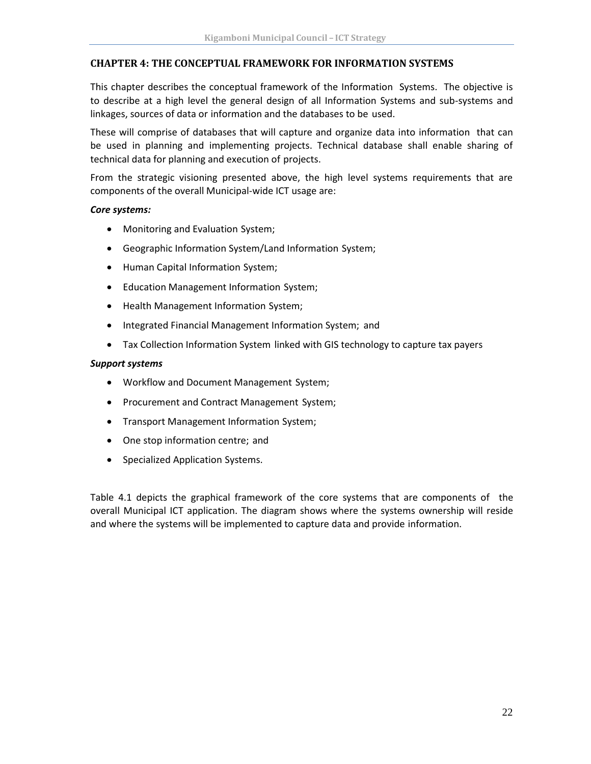## CHAPTER 4: THE CONCEPTUAL FRAMEWORK FOR INFORMATION SYSTEMS

This chapter describes the conceptual framework of the Information Systems. The objective is to describe at a high level the general design of all Information Systems and sub-systems and linkages, sources of data or information and the databases to be used.

These will comprise of databases that will capture and organize data into information that can be used in planning and implementing projects. Technical database shall enable sharing of technical data for planning and execution of projects.

From the strategic visioning presented above, the high level systems requirements that are components of the overall Municipal-wide ICT usage are:

***Core systems:***

- Monitoring and Evaluation System;
- Geographic Information System/Land Information System;
- Human Capital Information System;
- Education Management Information System;
- Health Management Information System;
- Integrated Financial Management Information System; and
- Tax Collection Information System linked with GIS technology to capture tax payers

***Support systems***

- Workflow and Document Management System;
- Procurement and Contract Management System;
- Transport Management Information System;
- One stop information centre; and
- Specialized Application Systems.

Table 4.1 depicts the graphical framework of the core systems that are components of the overall Municipal ICT application. The diagram shows where the systems ownership will reside and where the systems will be implemented to capture data and provide information.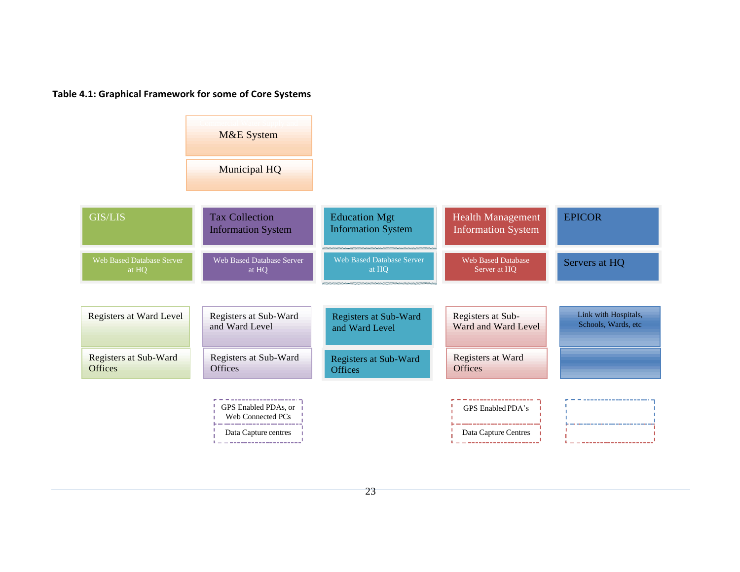**Table 4.1: Graphical Framework for some of Core Systems**

M&E System

Municipal HQ

| GIS/LIS | Tax Collection Information System | Education Mgt Information System | Health Management Information System | EPICOR |
|---|---|---|---|---|
| Web Based Database Server at HQ | Web Based Database Server at HQ | Web Based Database Server at HQ | Web Based Database Server at HQ | Servers at HQ |
| Registers at Ward Level | Registers at Sub-Ward and Ward Level | Registers at Sub-Ward and Ward Level | Registers at Sub-Ward and Ward Level | Link with Hospitals, Schools, Wards, etc |
| Registers at Sub-Ward Offices | Registers at Sub-Ward Offices | Registers at Sub-Ward Offices | Registers at Ward Offices | |
| | GPS Enabled PDAs, or Web Connected PCs | | GPS Enabled PDA's | |
| | Data Capture centres | | Data Capture Centres | |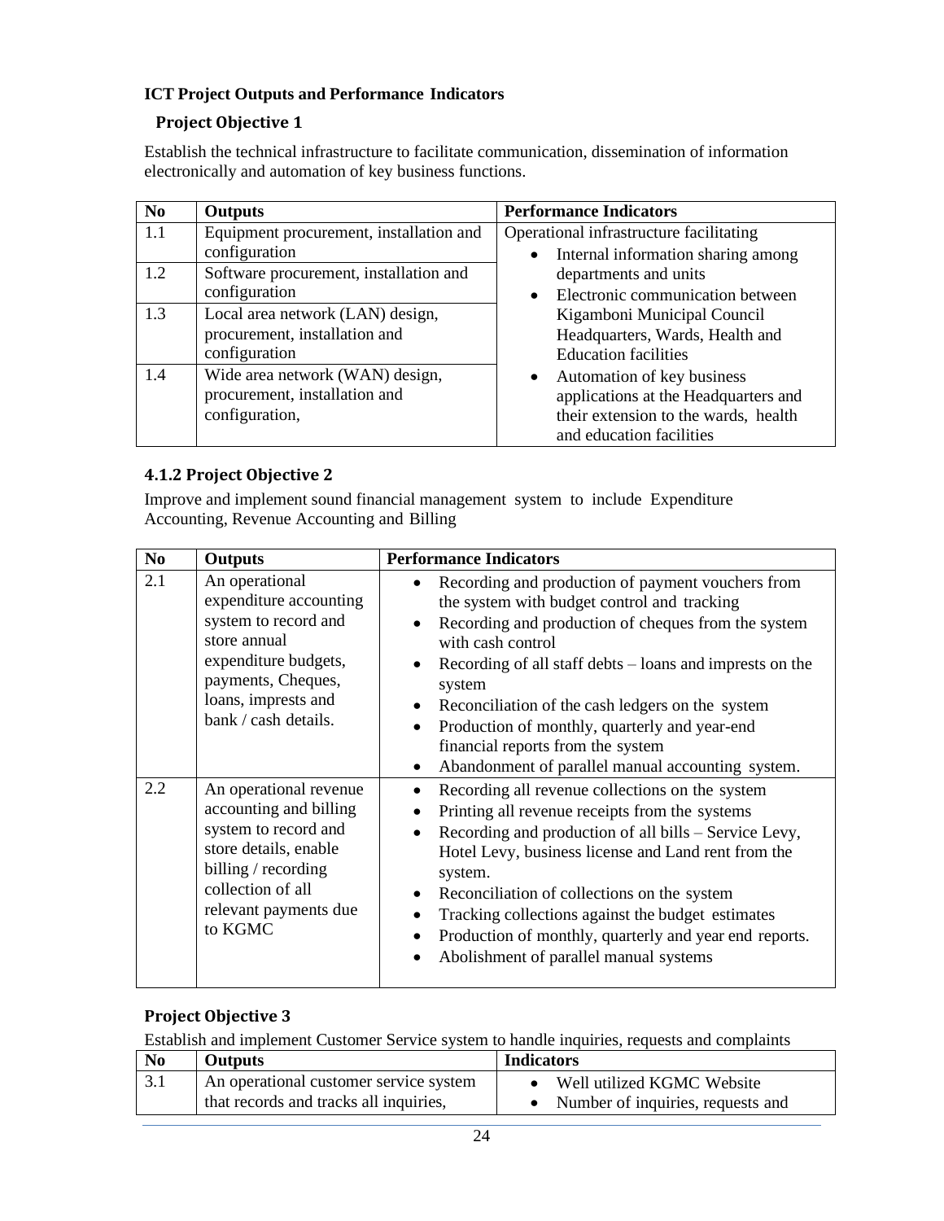**ICT Project Outputs and Performance Indicators**

### Project Objective 1

Establish the technical infrastructure to facilitate communication, dissemination of information electronically and automation of key business functions.

| No | Outputs | Performance Indicators |
|---|---|---|
| 1.1 | Equipment procurement, installation and configuration | Operational infrastructure facilitating<br>• Internal information sharing among departments and units<br>• Electronic communication between Kigamboni Municipal Council Headquarters, Wards, Health and Education facilities<br>• Automation of key business applications at the Headquarters and their extension to the wards, health and education facilities |
| 1.2 | Software procurement, installation and configuration | |
| 1.3 | Local area network (LAN) design, procurement, installation and configuration | |
| 1.4 | Wide area network (WAN) design, procurement, installation and configuration, | |

### 4.1.2 Project Objective 2

Improve and implement sound financial management system to include Expenditure Accounting, Revenue Accounting and Billing

| No | Outputs | Performance Indicators |
|---|---|---|
| 2.1 | An operational expenditure accounting system to record and store annual expenditure budgets, payments, Cheques, loans, impests and bank / cash details. | • Recording and production of payment vouchers from the system with budget control and tracking<br>• Recording and production of cheques from the system with cash control<br>• Recording of all staff debts – loans and impests on the system<br>• Reconciliation of the cash ledgers on the system<br>• Production of monthly, quarterly and year-end financial reports from the system<br>• Abandonment of parallel manual accounting system. |
| 2.2 | An operational revenue accounting and billing system to record and store details, enable billing / recording collection of all relevant payments due to KGMC | • Recording all revenue collections on the system<br>• Printing all revenue receipts from the systems<br>• Recording and production of all bills – Service Levy, Hotel Levy, business license and Land rent from the system.<br>• Reconciliation of collections on the system<br>• Tracking collections against the budget estimates<br>• Production of monthly, quarterly and year end reports.<br>• Abolishment of parallel manual systems |

### Project Objective 3

Establish and implement Customer Service system to handle inquiries, requests and complaints

| No | Outputs | Indicators |
|---|---|---|
| 3.1 | An operational customer service system that records and tracks all inquiries, | • Well utilized KGMC Website<br>• Number of inquiries, requests and |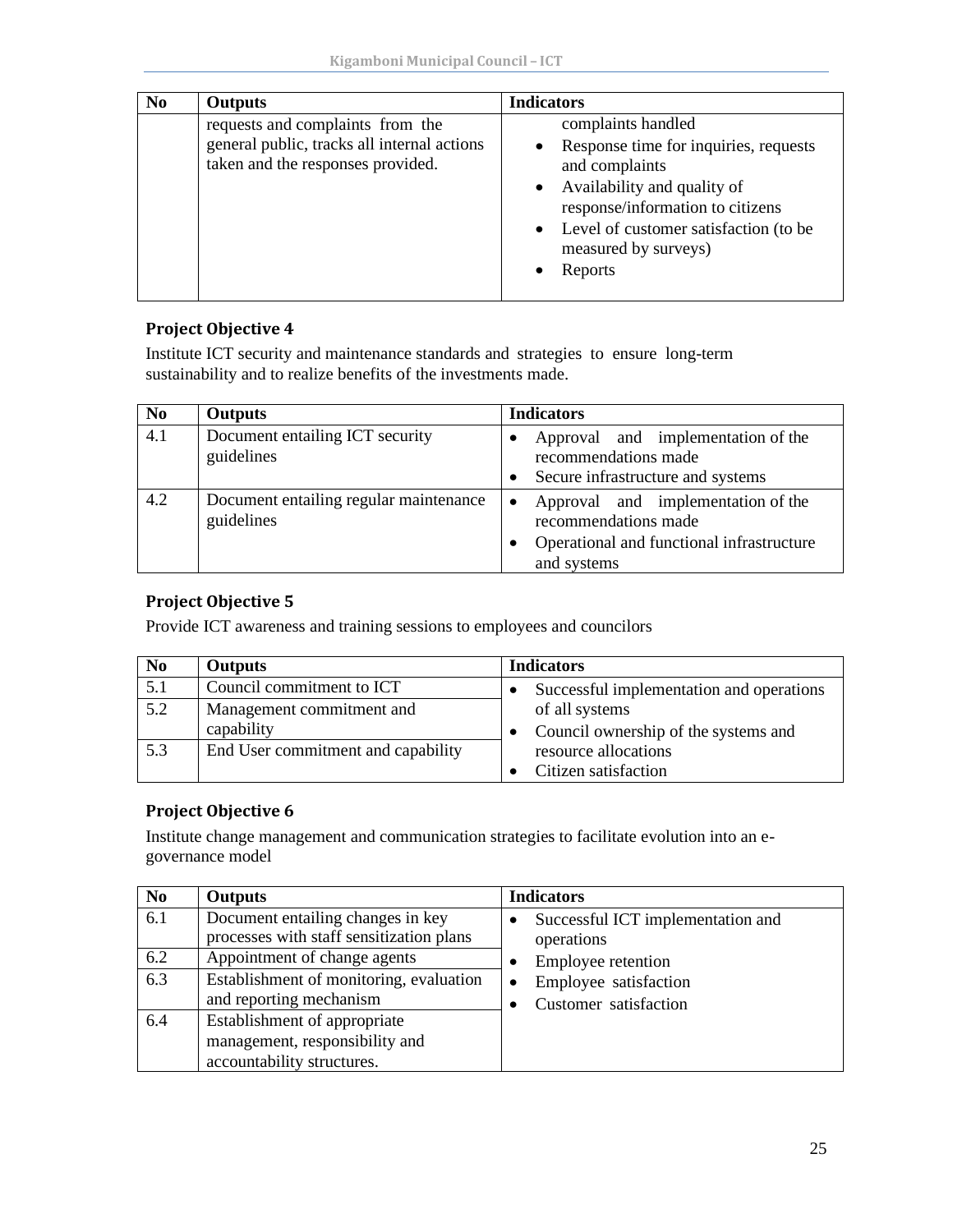| No | Outputs | Indicators |
|---|---|---|
| | requests and complaints from the general public, tracks all internal actions taken and the responses provided. | complaints handled<br>• Response time for inquiries, requests and complaints<br>• Availability and quality of response/information to citizens<br>• Level of customer satisfaction (to be measured by surveys)<br>• Reports |

### Project Objective 4

Institute ICT security and maintenance standards and strategies to ensure long-term sustainability and to realize benefits of the investments made.

| No | Outputs | Indicators |
|---|---|---|
| 4.1 | Document entailing ICT security guidelines | • Approval and implementation of the recommendations made<br>• Secure infrastructure and systems |
| 4.2 | Document entailing regular maintenance guidelines | • Approval and implementation of the recommendations made<br>• Operational and functional infrastructure and systems |

### Project Objective 5

Provide ICT awareness and training sessions to employees and councilors

| No | Outputs | Indicators |
|---|---|---|
| 5.1 | Council commitment to ICT | • Successful implementation and operations of all systems<br>• Council ownership of the systems and resource allocations<br>• Citizen satisfaction |
| 5.2 | Management commitment and capability | |
| 5.3 | End User commitment and capability | |

### Project Objective 6

Institute change management and communication strategies to facilitate evolution into an e-governance model

| No | Outputs | Indicators |
|---|---|---|
| 6.1 | Document entailing changes in key processes with staff sensitization plans | • Successful ICT implementation and operations<br>• Employee retention<br>• Employee satisfaction<br>• Customer satisfaction |
| 6.2 | Appointment of change agents | |
| 6.3 | Establishment of monitoring, evaluation and reporting mechanism | |
| 6.4 | Establishment of appropriate management, responsibility and accountability structures. | |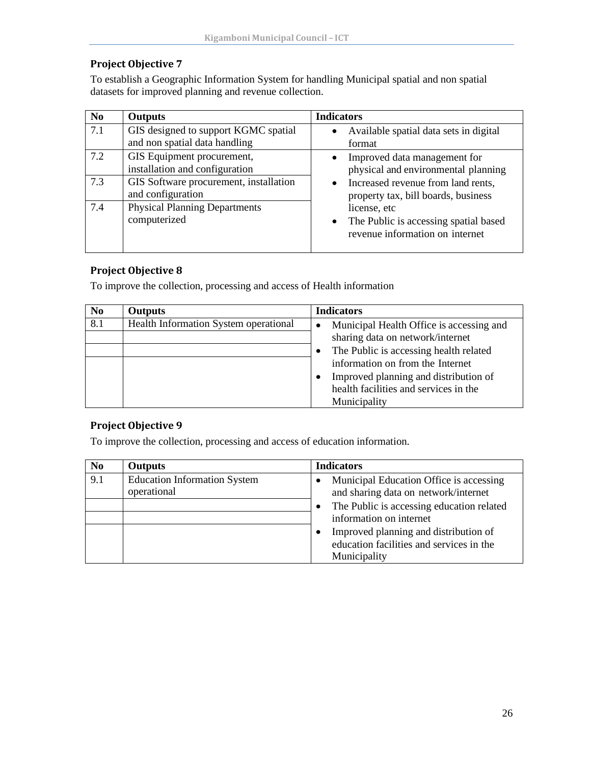### Project Objective 7

To establish a Geographic Information System for handling Municipal spatial and non spatial datasets for improved planning and revenue collection.

| No | Outputs | Indicators |
|---|---|---|
| 7.1 | GIS designed to support KGMC spatial and non spatial data handling | • Available spatial data sets in digital format |
| 7.2 | GIS Equipment procurement, installation and configuration | • Improved data management for physical and environmental planning<br>• Increased revenue from land rents, property tax, bill boards, business license, etc<br>• The Public is accessing spatial based revenue information on internet |
| 7.3 | GIS Software procurement, installation and configuration | |
| 7.4 | Physical Planning Departments computerized | |

### Project Objective 8

To improve the collection, processing and access of Health information

| No | Outputs | Indicators |
|---|---|---|
| 8.1 | Health Information System operational | • Municipal Health Office is accessing and sharing data on network/internet<br>• The Public is accessing health related information on from the Internet<br>• Improved planning and distribution of health facilities and services in the Municipality |
| | | |
| | | |
| | | |

### Project Objective 9

To improve the collection, processing and access of education information.

| No | Outputs | Indicators |
|---|---|---|
| 9.1 | Education Information System operational | • Municipal Education Office is accessing and sharing data on network/internet<br>• The Public is accessing education related information on internet<br>• Improved planning and distribution of education facilities and services in the Municipality |
| | | |
| | | |
| | | |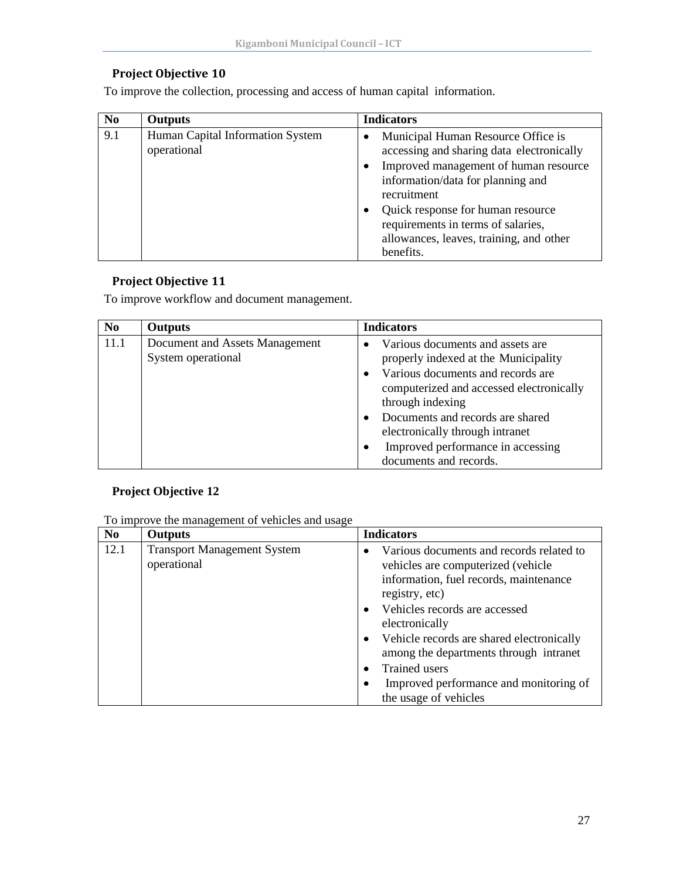### Project Objective 10

To improve the collection, processing and access of human capital information.

| No | Outputs | Indicators |
|---|---|---|
| 9.1 | Human Capital Information System operational | • Municipal Human Resource Office is accessing and sharing data electronically<br>• Improved management of human resource information/data for planning and recruitment<br>• Quick response for human resource requirements in terms of salaries, allowances, leaves, training, and other benefits. |

### Project Objective 11

To improve workflow and document management.

| No | Outputs | Indicators |
|---|---|---|
| 11.1 | Document and Assets Management System operational | • Various documents and assets are properly indexed at the Municipality<br>• Various documents and records are computerized and accessed electronically through indexing<br>• Documents and records are shared electronically through intranet<br>• Improved performance in accessing documents and records. |

### Project Objective 12

To improve the management of vehicles and usage

| No | Outputs | Indicators |
|---|---|---|
| 12.1 | Transport Management System operational | • Various documents and records related to vehicles are computerized (vehicle information, fuel records, maintenance registry, etc)<br>• Vehicles records are accessed electronically<br>• Vehicle records are shared electronically among the departments through intranet<br>• Trained users<br>• Improved performance and monitoring of the usage of vehicles |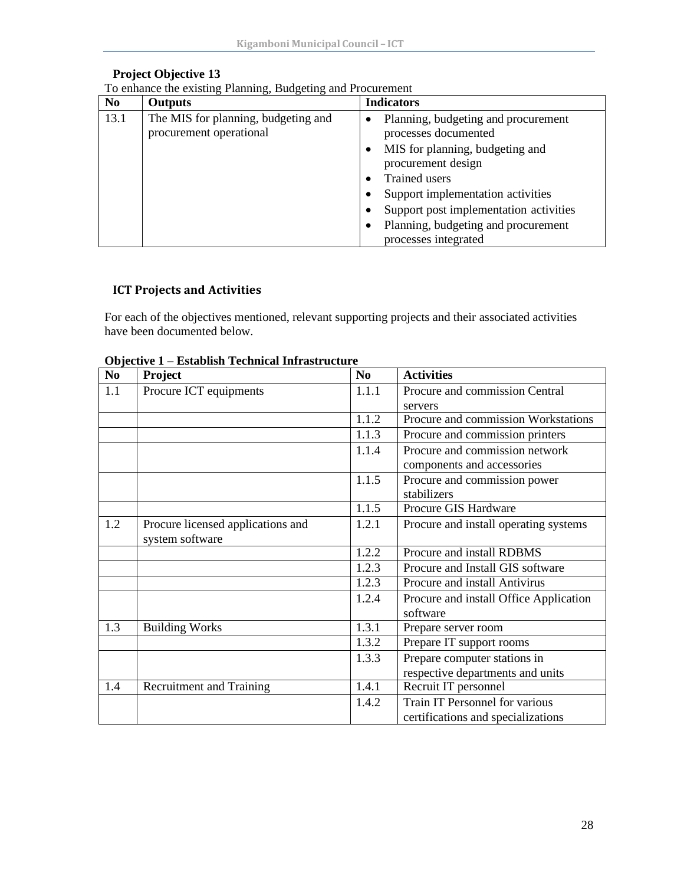**Project Objective 13**

To enhance the existing Planning, Budgeting and Procurement

| No | Outputs | Indicators |
|---|---|---|
| 13.1 | The MIS for planning, budgeting and procurement operational | • Planning, budgeting and procurement processes documented<br>• MIS for planning, budgeting and procurement design<br>• Trained users<br>• Support implementation activities<br>• Support post implementation activities<br>• Planning, budgeting and procurement processes integrated |

## ICT Projects and Activities

For each of the objectives mentioned, relevant supporting projects and their associated activities have been documented below.

**Objective 1 – Establish Technical Infrastructure**

| No | Project | No | Activities |
|---|---|---|---|
| 1.1 | Procure ICT equipments | 1.1.1 | Procure and commission Central servers |
| | | 1.1.2 | Procure and commission Workstations |
| | | 1.1.3 | Procure and commission printers |
| | | 1.1.4 | Procure and commission network components and accessories |
| | | 1.1.5 | Procure and commission power stabilizers |
| | | 1.1.5 | Procure GIS Hardware |
| 1.2 | Procure licensed applications and system software | 1.2.1 | Procure and install operating systems |
| | | 1.2.2 | Procure and install RDBMS |
| | | 1.2.3 | Procure and Install GIS software |
| | | 1.2.3 | Procure and install Antivirus |
| | | 1.2.4 | Procure and install Office Application software |
| 1.3 | Building Works | 1.3.1 | Prepare server room |
| | | 1.3.2 | Prepare IT support rooms |
| | | 1.3.3 | Prepare computer stations in respective departments and units |
| 1.4 | Recruitment and Training | 1.4.1 | Recruit IT personnel |
| | | 1.4.2 | Train IT Personnel for various certifications and specializations |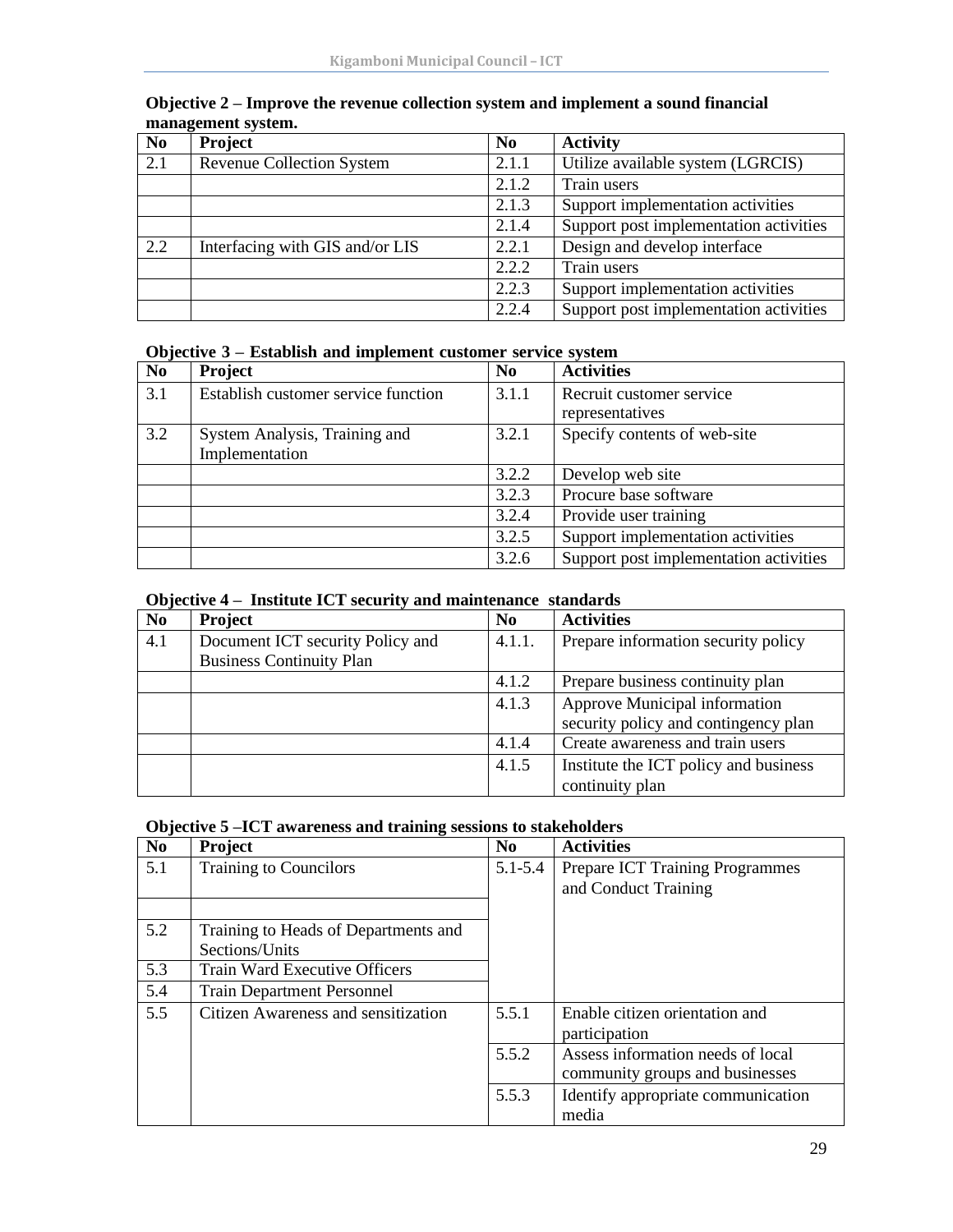**Objective 2 – Improve the revenue collection system and implement a sound financial management system.**

| No | Project | No | Activity |
|---|---|---|---|
| 2.1 | Revenue Collection System | 2.1.1 | Utilize available system (LGRCIS) |
| | | 2.1.2 | Train users |
| | | 2.1.3 | Support implementation activities |
| | | 2.1.4 | Support post implementation activities |
| 2.2 | Interfacing with GIS and/or LIS | 2.2.1 | Design and develop interface |
| | | 2.2.2 | Train users |
| | | 2.2.3 | Support implementation activities |
| | | 2.2.4 | Support post implementation activities |

**Objective 3 – Establish and implement customer service system**

| No | Project | No | Activities |
|---|---|---|---|
| 3.1 | Establish customer service function | 3.1.1 | Recruit customer service representatives |
| 3.2 | System Analysis, Training and Implementation | 3.2.1 | Specify contents of web-site |
| | | 3.2.2 | Develop web site |
| | | 3.2.3 | Procure base software |
| | | 3.2.4 | Provide user training |
| | | 3.2.5 | Support implementation activities |
| | | 3.2.6 | Support post implementation activities |

**Objective 4 – Institute ICT security and maintenance standards**

| No | Project | No | Activities |
|---|---|---|---|
| 4.1 | Document ICT security Policy and Business Continuity Plan | 4.1.1. | Prepare information security policy |
| | | 4.1.2 | Prepare business continuity plan |
| | | 4.1.3 | Approve Municipal information security policy and contingency plan |
| | | 4.1.4 | Create awareness and train users |
| | | 4.1.5 | Institute the ICT policy and business continuity plan |

**Objective 5 –ICT awareness and training sessions to stakeholders**

| No | Project | No | Activities |
|---|---|---|---|
| 5.1 | Training to Councilors | 5.1-5.4 | Prepare ICT Training Programmes and Conduct Training |
| | | | |
| 5.2 | Training to Heads of Departments and Sections/Units | | |
| 5.3 | Train Ward Executive Officers | | |
| 5.4 | Train Department Personnel | | |
| 5.5 | Citizen Awareness and sensitization | 5.5.1 | Enable citizen orientation and participation |
| | | 5.5.2 | Assess information needs of local community groups and businesses |
| | | 5.5.3 | Identify appropriate communication media |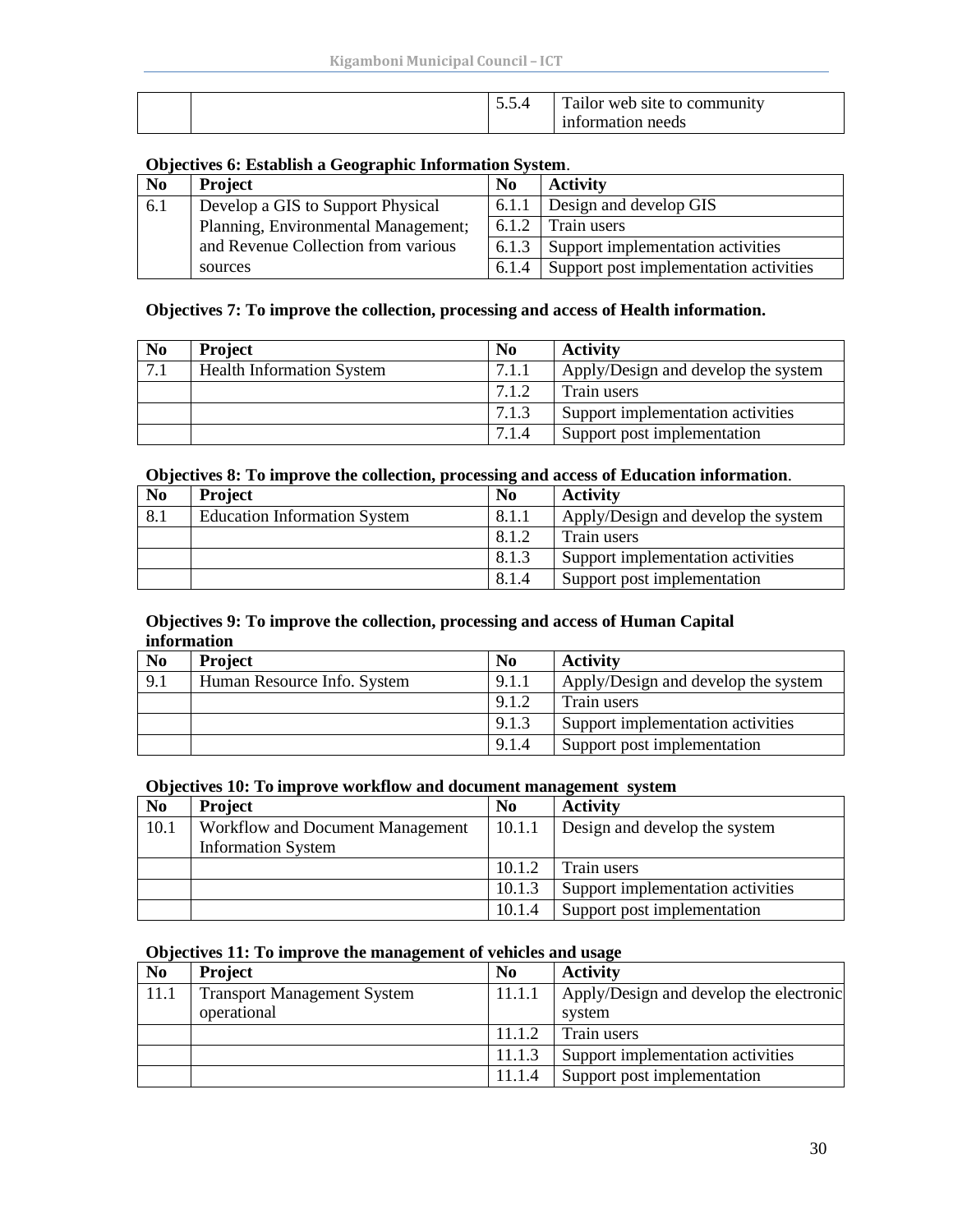| | | 5.5.4 | Tailor web site to community information needs |
|---|---|---|---|

**Objectives 6: Establish a Geographic Information System**.

| No | Project | No | Activity |
|---|---|---|---|
| 6.1 | Develop a GIS to Support Physical Planning, Environmental Management; and Revenue Collection from various sources | 6.1.1 | Design and develop GIS |
| | | 6.1.2 | Train users |
| | | 6.1.3 | Support implementation activities |
| | | 6.1.4 | Support post implementation activities |

**Objectives 7: To improve the collection, processing and access of Health information.**

| No | Project | No | Activity |
|---|---|---|---|
| 7.1 | Health Information System | 7.1.1 | Apply/Design and develop the system |
| | | 7.1.2 | Train users |
| | | 7.1.3 | Support implementation activities |
| | | 7.1.4 | Support post implementation |

**Objectives 8: To improve the collection, processing and access of Education information**.

| No | Project | No | Activity |
|---|---|---|---|
| 8.1 | Education Information System | 8.1.1 | Apply/Design and develop the system |
| | | 8.1.2 | Train users |
| | | 8.1.3 | Support implementation activities |
| | | 8.1.4 | Support post implementation |

**Objectives 9: To improve the collection, processing and access of Human Capital information**

| No | Project | No | Activity |
|---|---|---|---|
| 9.1 | Human Resource Info. System | 9.1.1 | Apply/Design and develop the system |
| | | 9.1.2 | Train users |
| | | 9.1.3 | Support implementation activities |
| | | 9.1.4 | Support post implementation |

**Objectives 10: To improve workflow and document management system**

| No | Project | No | Activity |
|---|---|---|---|
| 10.1 | Workflow and Document Management Information System | 10.1.1 | Design and develop the system |
| | | 10.1.2 | Train users |
| | | 10.1.3 | Support implementation activities |
| | | 10.1.4 | Support post implementation |

**Objectives 11: To improve the management of vehicles and usage**

| No | Project | No | Activity |
|---|---|---|---|
| 11.1 | Transport Management System operational | 11.1.1 | Apply/Design and develop the electronic system |
| | | 11.1.2 | Train users |
| | | 11.1.3 | Support implementation activities |
| | | 11.1.4 | Support post implementation |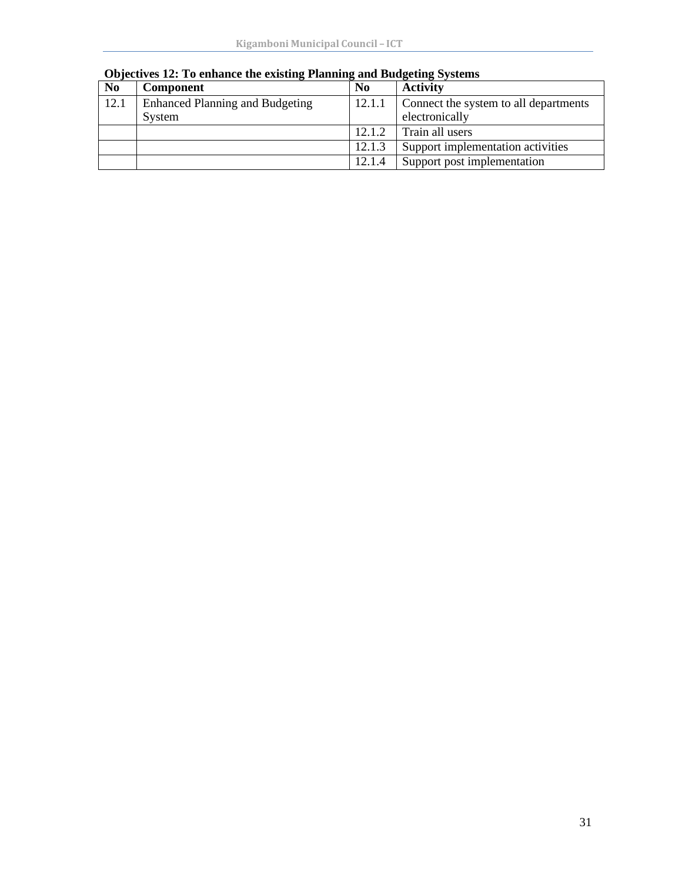**Objectives 12: To enhance the existing Planning and Budgeting Systems**

| No | Component | No | Activity |
|---|---|---|---|
| 12.1 | Enhanced Planning and Budgeting System | 12.1.1 | Connect the system to all departments electronically |
| | | 12.1.2 | Train all users |
| | | 12.1.3 | Support implementation activities |
| | | 12.1.4 | Support post implementation |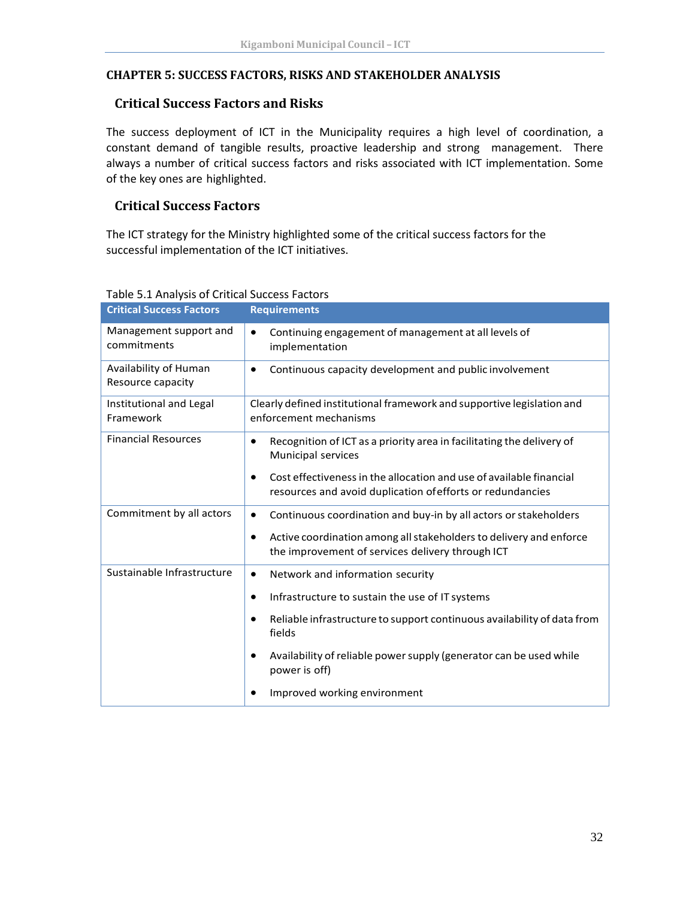# CHAPTER 5: SUCCESS FACTORS, RISKS AND STAKEHOLDER ANALYSIS

## Critical Success Factors and Risks

The success deployment of ICT in the Municipality requires a high level of coordination, a constant demand of tangible results, proactive leadership and strong management. There always a number of critical success factors and risks associated with ICT implementation. Some of the key ones are highlighted.

## Critical Success Factors

The ICT strategy for the Ministry highlighted some of the critical success factors for the successful implementation of the ICT initiatives.

Table 5.1 Analysis of Critical Success Factors

| Critical Success Factors | Requirements |
|---|---|
| Management support and commitments | • Continuing engagement of management at all levels of implementation |
| Availability of Human Resource capacity | • Continuous capacity development and public involvement |
| Institutional and Legal Framework | Clearly defined institutional framework and supportive legislation and enforcement mechanisms |
| Financial Resources | • Recognition of ICT as a priority area in facilitating the delivery of Municipal services<br>• Cost effectiveness in the allocation and use of available financial resources and avoid duplication of efforts or redundancies |
| Commitment by all actors | • Continuous coordination and buy-in by all actors or stakeholders<br>• Active coordination among all stakeholders to delivery and enforce the improvement of services delivery through ICT |
| Sustainable Infrastructure | • Network and information security<br>• Infrastructure to sustain the use of IT systems<br>• Reliable infrastructure to support continuous availability of data from fields<br>• Availability of reliable power supply (generator can be used while power is off)<br>• Improved working environment |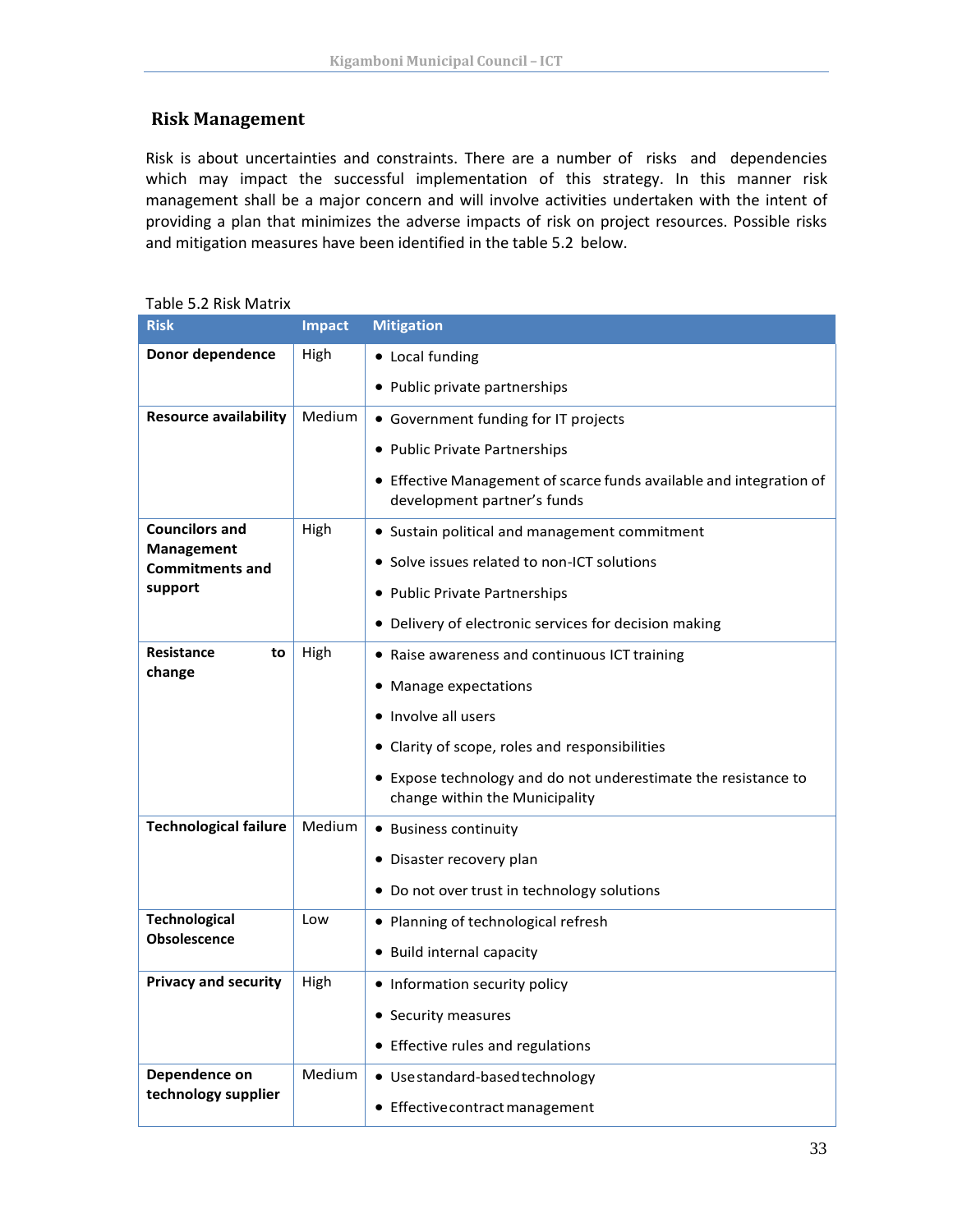## Risk Management

Risk is about uncertainties and constraints. There are a number of risks and dependencies which may impact the successful implementation of this strategy. In this manner risk management shall be a major concern and will involve activities undertaken with the intent of providing a plan that minimizes the adverse impacts of risk on project resources. Possible risks and mitigation measures have been identified in the table 5.2 below.

Table 5.2 Risk Matrix

| Risk | Impact | Mitigation |
|---|---|---|
| **Donor dependence** | High | • Local funding<br>• Public private partnerships |
| **Resource availability** | Medium | • Government funding for IT projects<br>• Public Private Partnerships<br>• Effective Management of scarce funds available and integration of development partner's funds |
| **Councilors and Management Commitments and support** | High | • Sustain political and management commitment<br>• Solve issues related to non-ICT solutions<br>• Public Private Partnerships<br>• Delivery of electronic services for decision making |
| **Resistance to change** | High | • Raise awareness and continuous ICT training<br>• Manage expectations<br>• Involve all users<br>• Clarity of scope, roles and responsibilities<br>• Expose technology and do not underestimate the resistance to change within the Municipality |
| **Technological failure** | Medium | • Business continuity<br>• Disaster recovery plan<br>• Do not over trust in technology solutions |
| **Technological Obsolescence** | Low | • Planning of technological refresh<br>• Build internal capacity |
| **Privacy and security** | High | • Information security policy<br>• Security measures<br>• Effective rules and regulations |
| **Dependence on technology supplier** | Medium | • Use standard-based technology<br>• Effective contract management |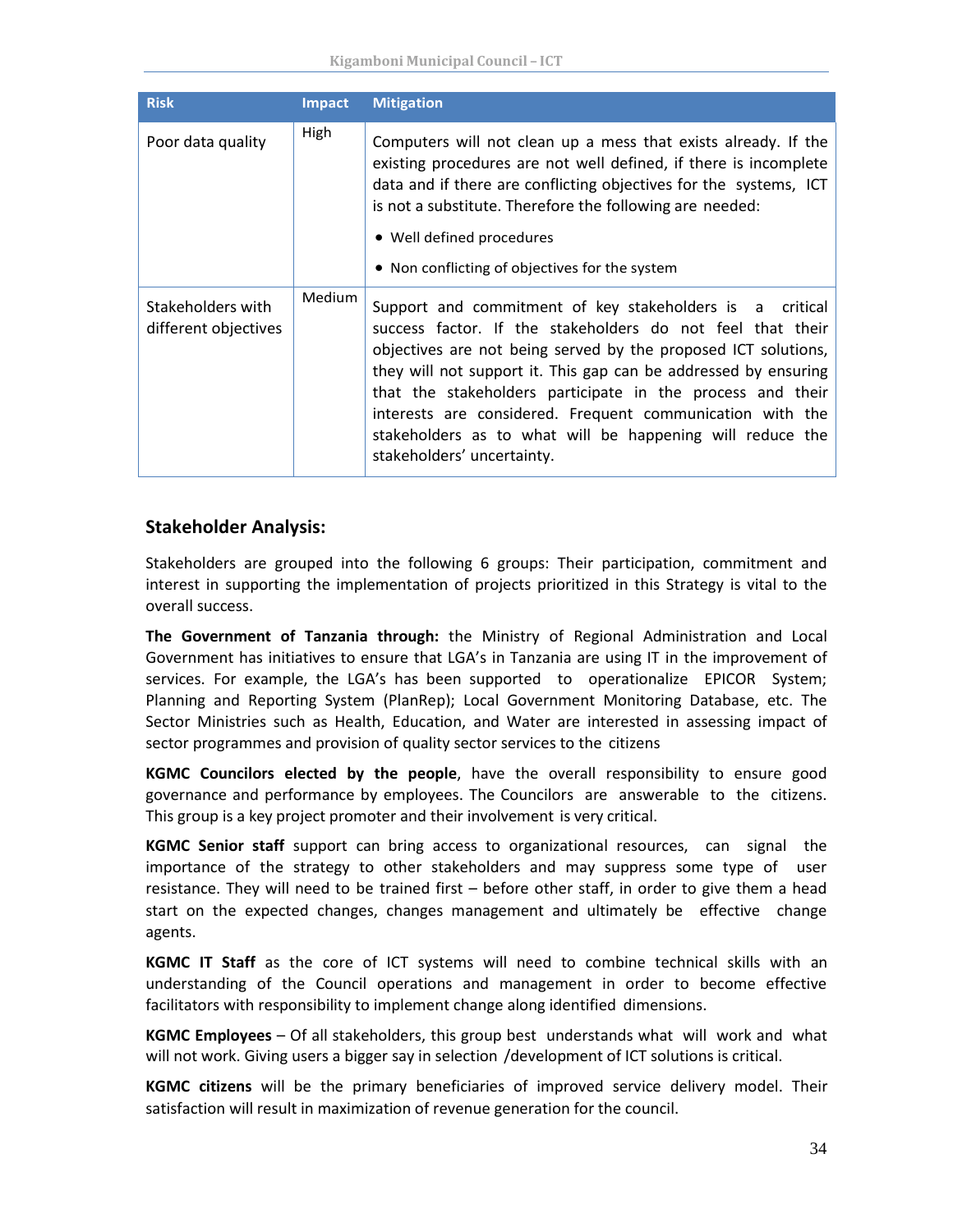| Risk | Impact | Mitigation |
|---|---|---|
| Poor data quality | High | Computers will not clean up a mess that exists already. If the existing procedures are not well defined, if there is incomplete data and if there are conflicting objectives for the systems, ICT is not a substitute. Therefore the following are needed:<br>• Well defined procedures<br>• Non conflicting of objectives for the system |
| Stakeholders with different objectives | Medium | Support and commitment of key stakeholders is a critical success factor. If the stakeholders do not feel that their objectives are not being served by the proposed ICT solutions, they will not support it. This gap can be addressed by ensuring that the stakeholders participate in the process and their interests are considered. Frequent communication with the stakeholders as to what will be happening will reduce the stakeholders' uncertainty. |

## Stakeholder Analysis:

Stakeholders are grouped into the following 6 groups: Their participation, commitment and interest in supporting the implementation of projects prioritized in this Strategy is vital to the overall success.

**The Government of Tanzania through:** the Ministry of Regional Administration and Local Government has initiatives to ensure that LGA's in Tanzania are using IT in the improvement of services. For example, the LGA's has been supported to operationalize EPICOR System; Planning and Reporting System (PlanRep); Local Government Monitoring Database, etc. The Sector Ministries such as Health, Education, and Water are interested in assessing impact of sector programmes and provision of quality sector services to the citizens

**KGMC Councilors elected by the people**, have the overall responsibility to ensure good governance and performance by employees. The Councilors are answerable to the citizens. This group is a key project promoter and their involvement is very critical.

**KGMC Senior staff** support can bring access to organizational resources, can signal the importance of the strategy to other stakeholders and may suppress some type of user resistance. They will need to be trained first – before other staff, in order to give them a head start on the expected changes, changes management and ultimately be effective change agents.

**KGMC IT Staff** as the core of ICT systems will need to combine technical skills with an understanding of the Council operations and management in order to become effective facilitators with responsibility to implement change along identified dimensions.

**KGMC Employees** – Of all stakeholders, this group best understands what will work and what will not work. Giving users a bigger say in selection /development of ICT solutions is critical.

**KGMC citizens** will be the primary beneficiaries of improved service delivery model. Their satisfaction will result in maximization of revenue generation for the council.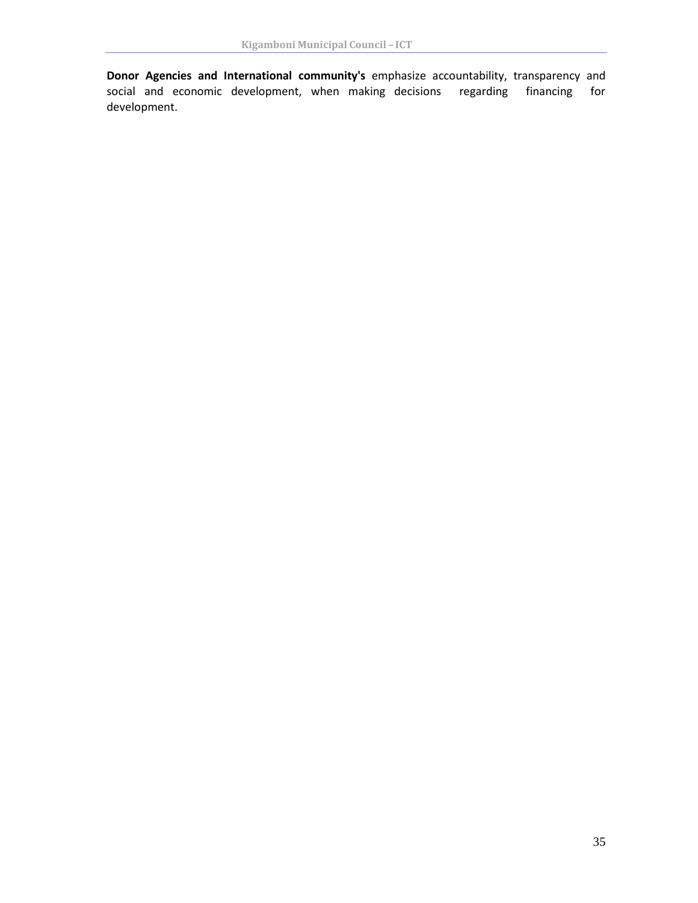**Donor Agencies and International community's** emphasize accountability, transparency and social and economic development, when making decisions regarding financing for development.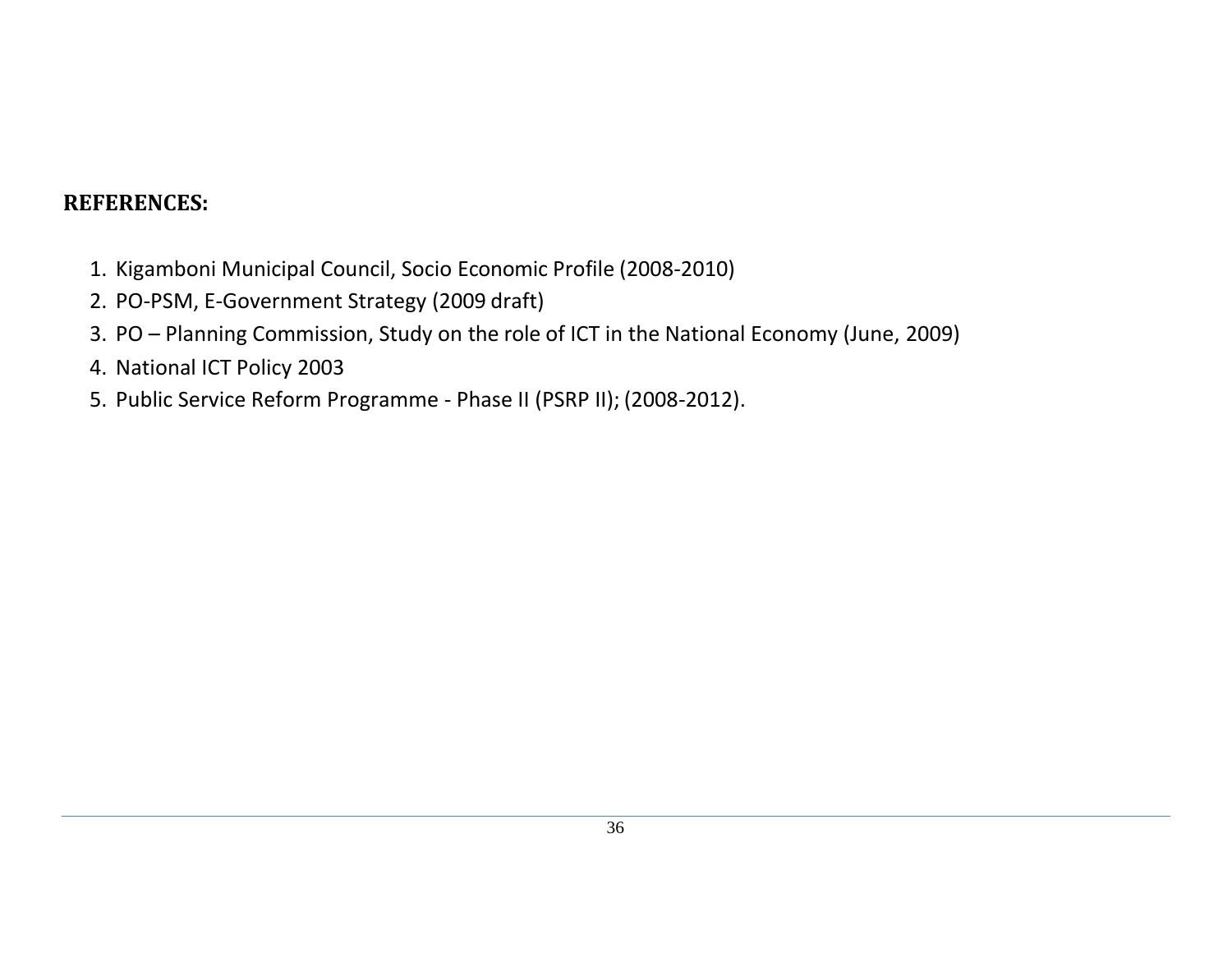**REFERENCES:**

1. Kigamboni Municipal Council, Socio Economic Profile (2008-2010)
2. PO-PSM, E-Government Strategy (2009 draft)
3. PO – Planning Commission, Study on the role of ICT in the National Economy (June, 2009)
4. National ICT Policy 2003
5. Public Service Reform Programme - Phase II (PSRP II); (2008-2012).